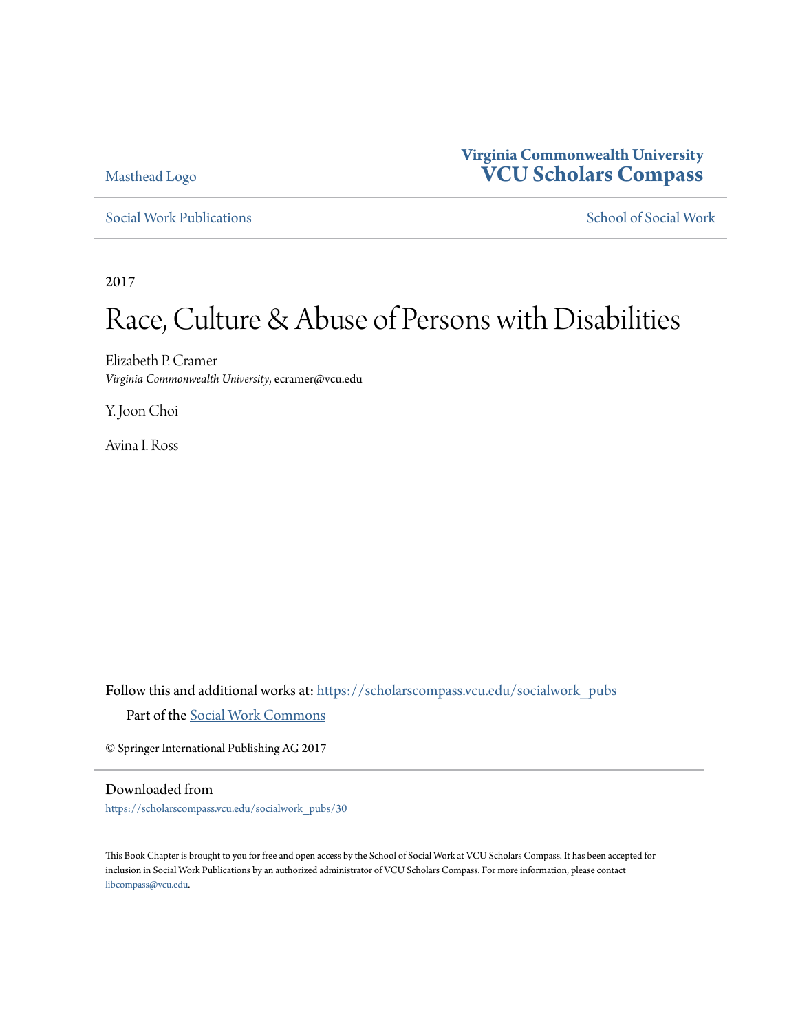Masthead Logo

**Virginia Commonwealth University**
**VCU Scholars Compass**

Social Work Publications | School of Social Work

2017

# Race, Culture & Abuse of Persons with Disabilities

Elizabeth P. Cramer
*Virginia Commonwealth University*, ecramer@vcu.edu

Y. Joon Choi

Avina I. Ross

Follow this and additional works at: https://scholarscompass.vcu.edu/socialwork_pubs

Part of the Social Work Commons

© Springer International Publishing AG 2017

## Downloaded from

https://scholarscompass.vcu.edu/socialwork_pubs/30

This Book Chapter is brought to you for free and open access by the School of Social Work at VCU Scholars Compass. It has been accepted for inclusion in Social Work Publications by an authorized administrator of VCU Scholars Compass. For more information, please contact libcompass@vcu.edu.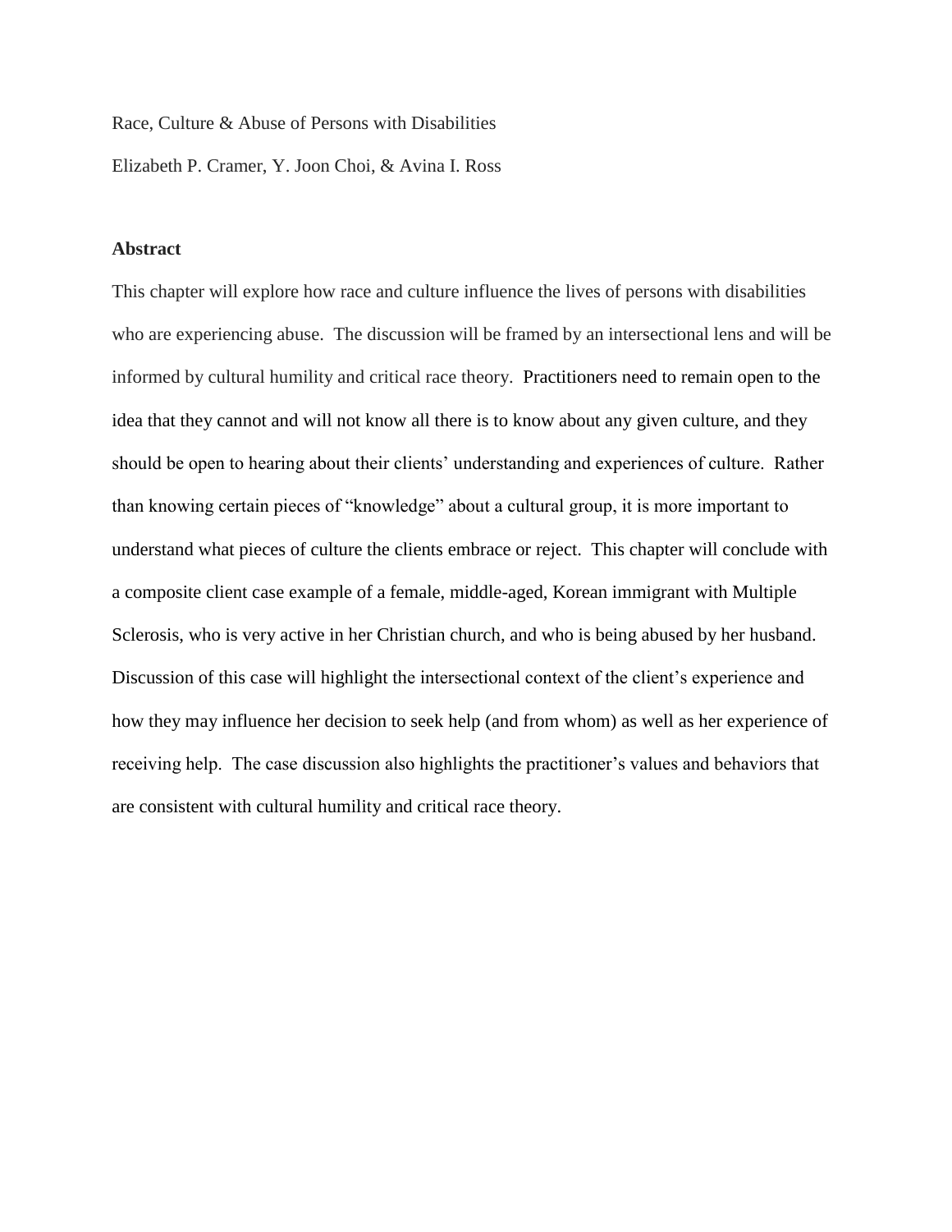Race, Culture & Abuse of Persons with Disabilities

Elizabeth P. Cramer, Y. Joon Choi, & Avina I. Ross

**Abstract**

This chapter will explore how race and culture influence the lives of persons with disabilities who are experiencing abuse. The discussion will be framed by an intersectional lens and will be informed by cultural humility and critical race theory. Practitioners need to remain open to the idea that they cannot and will not know all there is to know about any given culture, and they should be open to hearing about their clients' understanding and experiences of culture. Rather than knowing certain pieces of "knowledge" about a cultural group, it is more important to understand what pieces of culture the clients embrace or reject. This chapter will conclude with a composite client case example of a female, middle-aged, Korean immigrant with Multiple Sclerosis, who is very active in her Christian church, and who is being abused by her husband. Discussion of this case will highlight the intersectional context of the client's experience and how they may influence her decision to seek help (and from whom) as well as her experience of receiving help. The case discussion also highlights the practitioner's values and behaviors that are consistent with cultural humility and critical race theory.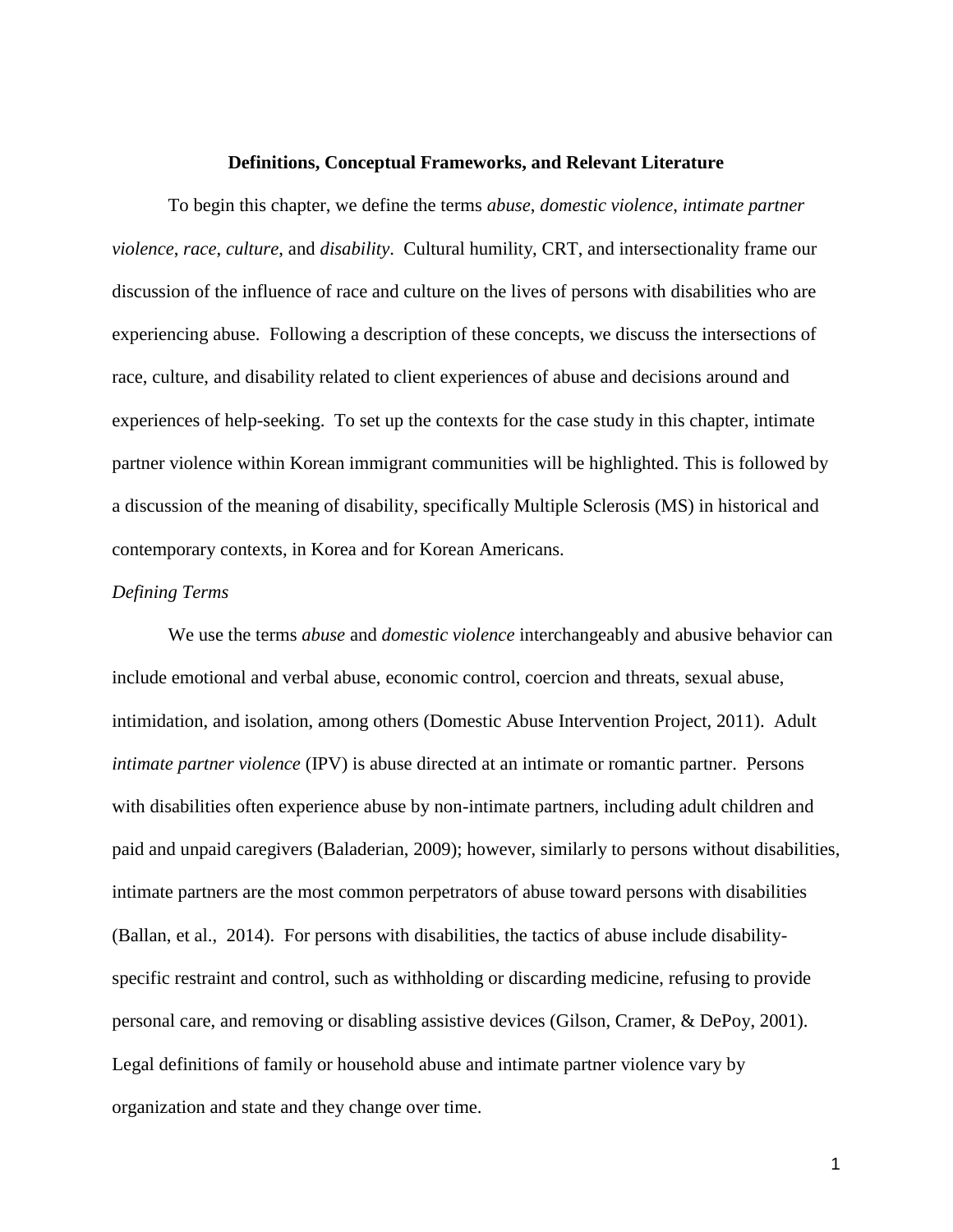## Definitions, Conceptual Frameworks, and Relevant Literature

To begin this chapter, we define the terms *abuse*, *domestic violence*, *intimate partner violence*, *race*, *culture*, and *disability*. Cultural humility, CRT, and intersectionality frame our discussion of the influence of race and culture on the lives of persons with disabilities who are experiencing abuse. Following a description of these concepts, we discuss the intersections of race, culture, and disability related to client experiences of abuse and decisions around and experiences of help-seeking. To set up the contexts for the case study in this chapter, intimate partner violence within Korean immigrant communities will be highlighted. This is followed by a discussion of the meaning of disability, specifically Multiple Sclerosis (MS) in historical and contemporary contexts, in Korea and for Korean Americans.

### *Defining Terms*

We use the terms *abuse* and *domestic violence* interchangeably and abusive behavior can include emotional and verbal abuse, economic control, coercion and threats, sexual abuse, intimidation, and isolation, among others (Domestic Abuse Intervention Project, 2011). Adult *intimate partner violence* (IPV) is abuse directed at an intimate or romantic partner. Persons with disabilities often experience abuse by non-intimate partners, including adult children and paid and unpaid caregivers (Baladerian, 2009); however, similarly to persons without disabilities, intimate partners are the most common perpetrators of abuse toward persons with disabilities (Ballan, et al., 2014). For persons with disabilities, the tactics of abuse include disability-specific restraint and control, such as withholding or discarding medicine, refusing to provide personal care, and removing or disabling assistive devices (Gilson, Cramer, & DePoy, 2001). Legal definitions of family or household abuse and intimate partner violence vary by organization and state and they change over time.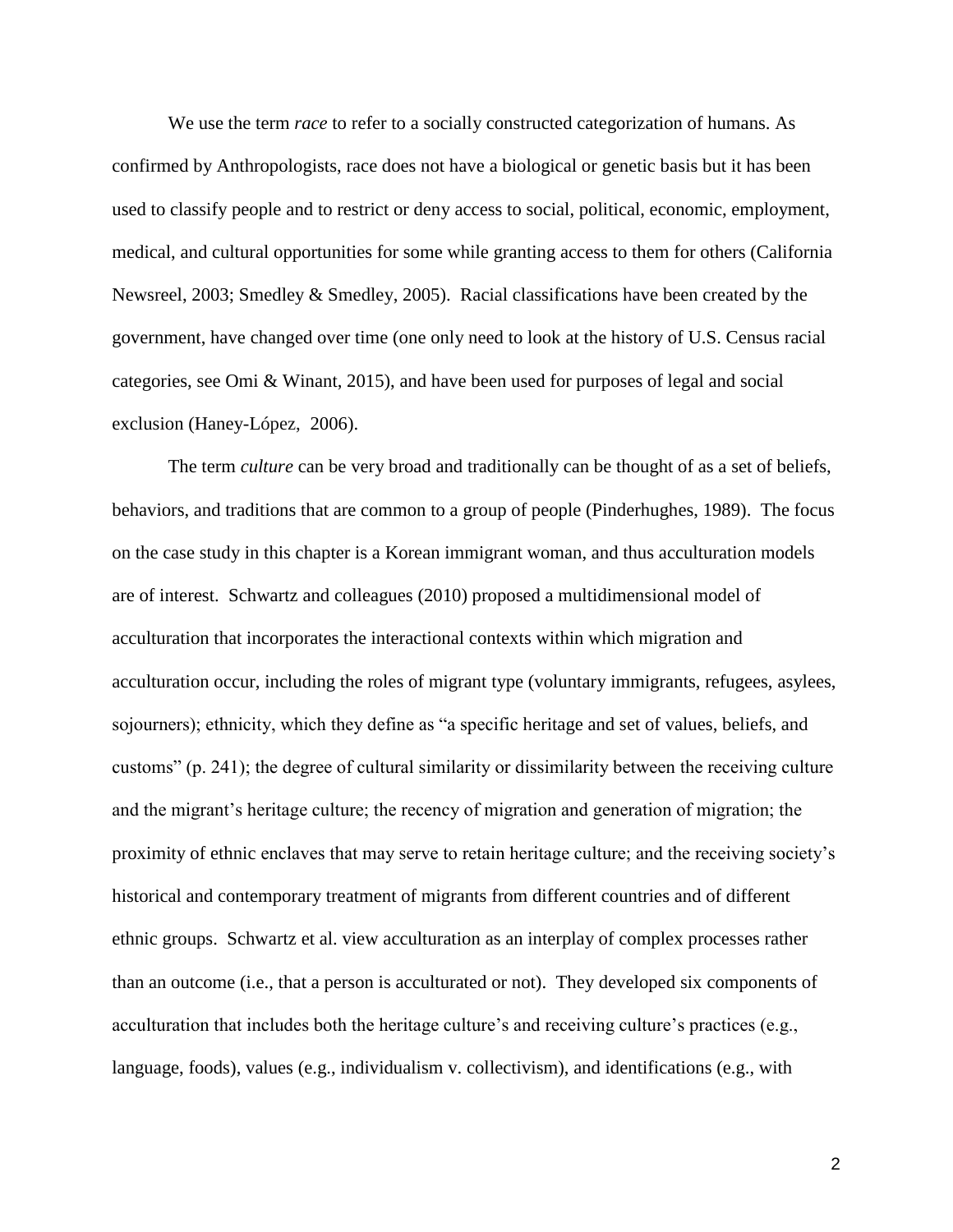We use the term *race* to refer to a socially constructed categorization of humans. As confirmed by Anthropologists, race does not have a biological or genetic basis but it has been used to classify people and to restrict or deny access to social, political, economic, employment, medical, and cultural opportunities for some while granting access to them for others (California Newsreel, 2003; Smedley & Smedley, 2005). Racial classifications have been created by the government, have changed over time (one only need to look at the history of U.S. Census racial categories, see Omi & Winant, 2015), and have been used for purposes of legal and social exclusion (Haney-López, 2006).

The term *culture* can be very broad and traditionally can be thought of as a set of beliefs, behaviors, and traditions that are common to a group of people (Pinderhughes, 1989). The focus on the case study in this chapter is a Korean immigrant woman, and thus acculturation models are of interest. Schwartz and colleagues (2010) proposed a multidimensional model of acculturation that incorporates the interactional contexts within which migration and acculturation occur, including the roles of migrant type (voluntary immigrants, refugees, asylees, sojourners); ethnicity, which they define as "a specific heritage and set of values, beliefs, and customs" (p. 241); the degree of cultural similarity or dissimilarity between the receiving culture and the migrant's heritage culture; the recency of migration and generation of migration; the proximity of ethnic enclaves that may serve to retain heritage culture; and the receiving society's historical and contemporary treatment of migrants from different countries and of different ethnic groups. Schwartz et al. view acculturation as an interplay of complex processes rather than an outcome (i.e., that a person is acculturated or not). They developed six components of acculturation that includes both the heritage culture's and receiving culture's practices (e.g., language, foods), values (e.g., individualism v. collectivism), and identifications (e.g., with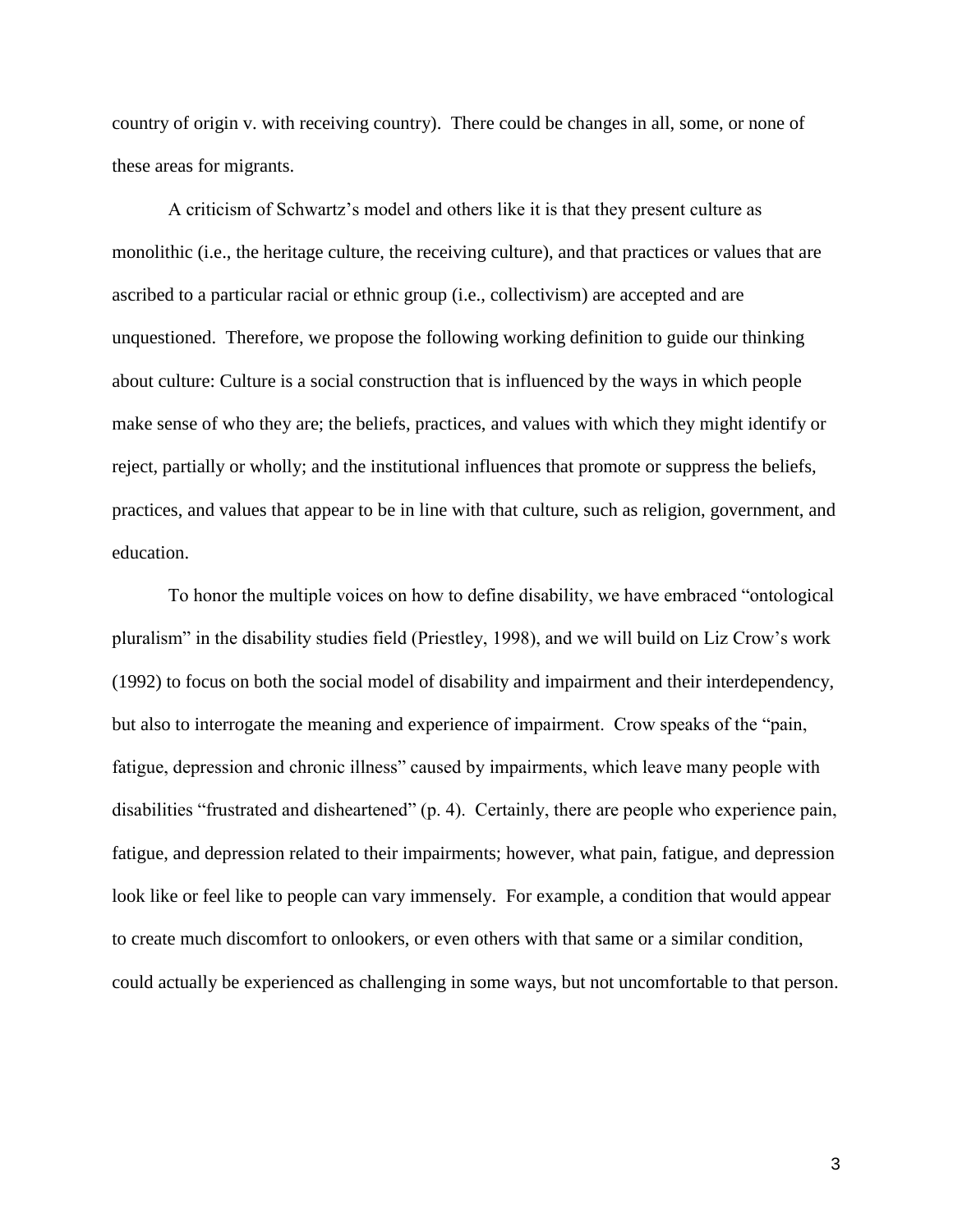country of origin v. with receiving country). There could be changes in all, some, or none of these areas for migrants.

A criticism of Schwartz's model and others like it is that they present culture as monolithic (i.e., the heritage culture, the receiving culture), and that practices or values that are ascribed to a particular racial or ethnic group (i.e., collectivism) are accepted and are unquestioned. Therefore, we propose the following working definition to guide our thinking about culture: Culture is a social construction that is influenced by the ways in which people make sense of who they are; the beliefs, practices, and values with which they might identify or reject, partially or wholly; and the institutional influences that promote or suppress the beliefs, practices, and values that appear to be in line with that culture, such as religion, government, and education.

To honor the multiple voices on how to define disability, we have embraced "ontological pluralism" in the disability studies field (Priestley, 1998), and we will build on Liz Crow's work (1992) to focus on both the social model of disability and impairment and their interdependency, but also to interrogate the meaning and experience of impairment. Crow speaks of the "pain, fatigue, depression and chronic illness" caused by impairments, which leave many people with disabilities "frustrated and disheartened" (p. 4). Certainly, there are people who experience pain, fatigue, and depression related to their impairments; however, what pain, fatigue, and depression look like or feel like to people can vary immensely. For example, a condition that would appear to create much discomfort to onlookers, or even others with that same or a similar condition, could actually be experienced as challenging in some ways, but not uncomfortable to that person.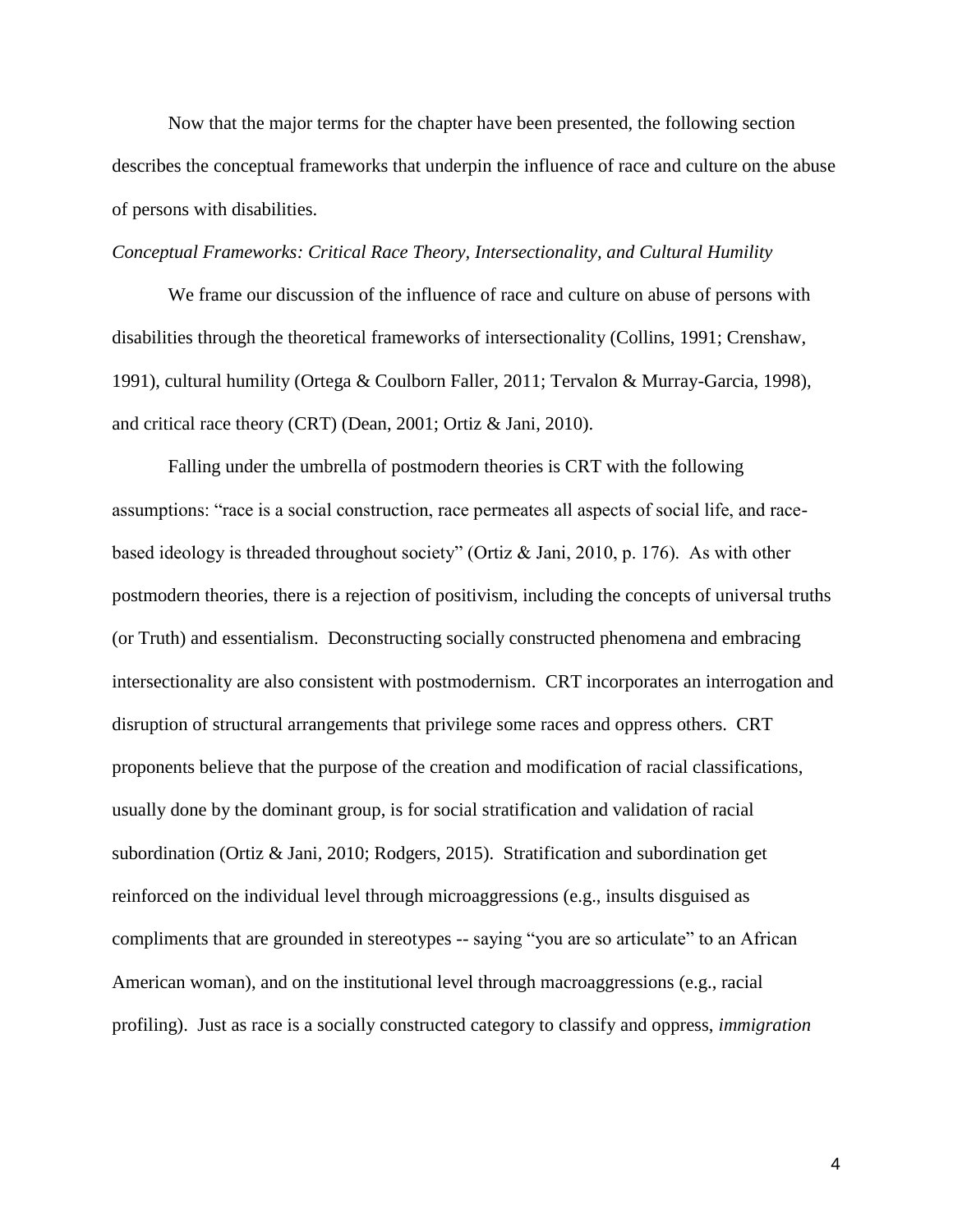Now that the major terms for the chapter have been presented, the following section describes the conceptual frameworks that underpin the influence of race and culture on the abuse of persons with disabilities.

### *Conceptual Frameworks: Critical Race Theory, Intersectionality, and Cultural Humility*

We frame our discussion of the influence of race and culture on abuse of persons with disabilities through the theoretical frameworks of intersectionality (Collins, 1991; Crenshaw, 1991), cultural humility (Ortega & Coulborn Faller, 2011; Tervalon & Murray-Garcia, 1998), and critical race theory (CRT) (Dean, 2001; Ortiz & Jani, 2010).

Falling under the umbrella of postmodern theories is CRT with the following assumptions: "race is a social construction, race permeates all aspects of social life, and race-based ideology is threaded throughout society" (Ortiz & Jani, 2010, p. 176). As with other postmodern theories, there is a rejection of positivism, including the concepts of universal truths (or Truth) and essentialism. Deconstructing socially constructed phenomena and embracing intersectionality are also consistent with postmodernism. CRT incorporates an interrogation and disruption of structural arrangements that privilege some races and oppress others. CRT proponents believe that the purpose of the creation and modification of racial classifications, usually done by the dominant group, is for social stratification and validation of racial subordination (Ortiz & Jani, 2010; Rodgers, 2015). Stratification and subordination get reinforced on the individual level through microaggressions (e.g., insults disguised as compliments that are grounded in stereotypes -- saying "you are so articulate" to an African American woman), and on the institutional level through macroaggressions (e.g., racial profiling). Just as race is a socially constructed category to classify and oppress, *immigration*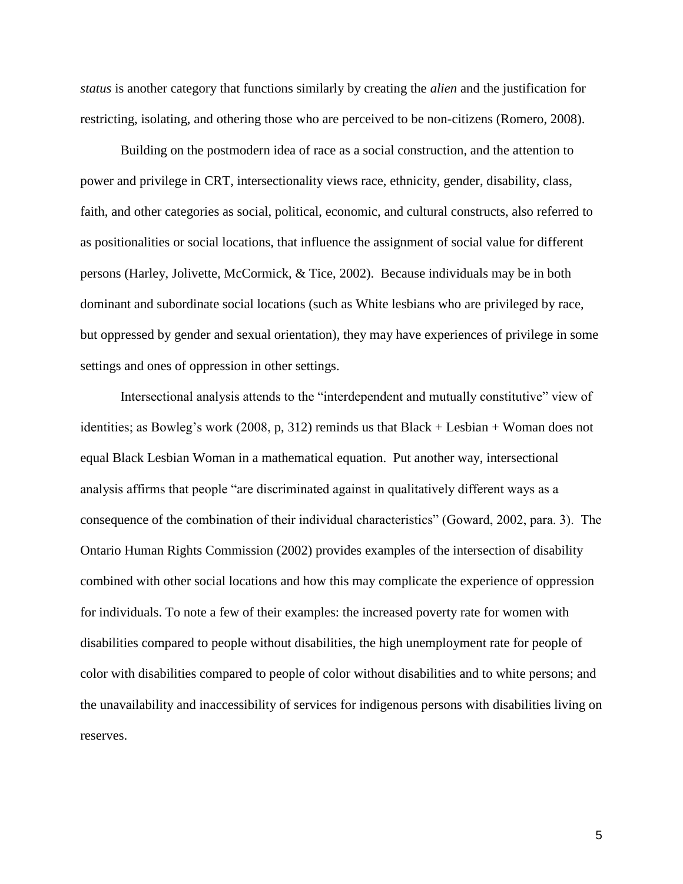*status* is another category that functions similarly by creating the *alien* and the justification for restricting, isolating, and othering those who are perceived to be non-citizens (Romero, 2008).

Building on the postmodern idea of race as a social construction, and the attention to power and privilege in CRT, intersectionality views race, ethnicity, gender, disability, class, faith, and other categories as social, political, economic, and cultural constructs, also referred to as positionalities or social locations, that influence the assignment of social value for different persons (Harley, Jolivette, McCormick, & Tice, 2002). Because individuals may be in both dominant and subordinate social locations (such as White lesbians who are privileged by race, but oppressed by gender and sexual orientation), they may have experiences of privilege in some settings and ones of oppression in other settings.

Intersectional analysis attends to the "interdependent and mutually constitutive" view of identities; as Bowleg's work (2008, p, 312) reminds us that Black + Lesbian + Woman does not equal Black Lesbian Woman in a mathematical equation. Put another way, intersectional analysis affirms that people "are discriminated against in qualitatively different ways as a consequence of the combination of their individual characteristics" (Goward, 2002, para. 3). The Ontario Human Rights Commission (2002) provides examples of the intersection of disability combined with other social locations and how this may complicate the experience of oppression for individuals. To note a few of their examples: the increased poverty rate for women with disabilities compared to people without disabilities, the high unemployment rate for people of color with disabilities compared to people of color without disabilities and to white persons; and the unavailability and inaccessibility of services for indigenous persons with disabilities living on reserves.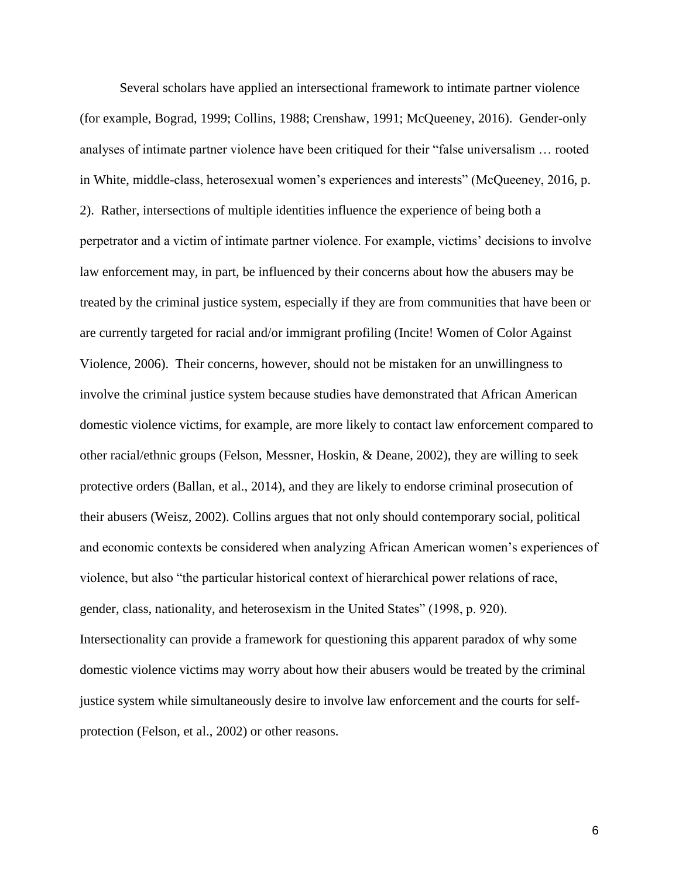Several scholars have applied an intersectional framework to intimate partner violence (for example, Bograd, 1999; Collins, 1988; Crenshaw, 1991; McQueeney, 2016). Gender-only analyses of intimate partner violence have been critiqued for their "false universalism … rooted in White, middle-class, heterosexual women's experiences and interests" (McQueeney, 2016, p. 2). Rather, intersections of multiple identities influence the experience of being both a perpetrator and a victim of intimate partner violence. For example, victims' decisions to involve law enforcement may, in part, be influenced by their concerns about how the abusers may be treated by the criminal justice system, especially if they are from communities that have been or are currently targeted for racial and/or immigrant profiling (Incite! Women of Color Against Violence, 2006). Their concerns, however, should not be mistaken for an unwillingness to involve the criminal justice system because studies have demonstrated that African American domestic violence victims, for example, are more likely to contact law enforcement compared to other racial/ethnic groups (Felson, Messner, Hoskin, & Deane, 2002), they are willing to seek protective orders (Ballan, et al., 2014), and they are likely to endorse criminal prosecution of their abusers (Weisz, 2002). Collins argues that not only should contemporary social, political and economic contexts be considered when analyzing African American women's experiences of violence, but also "the particular historical context of hierarchical power relations of race, gender, class, nationality, and heterosexism in the United States" (1998, p. 920). Intersectionality can provide a framework for questioning this apparent paradox of why some domestic violence victims may worry about how their abusers would be treated by the criminal justice system while simultaneously desire to involve law enforcement and the courts for self-protection (Felson, et al., 2002) or other reasons.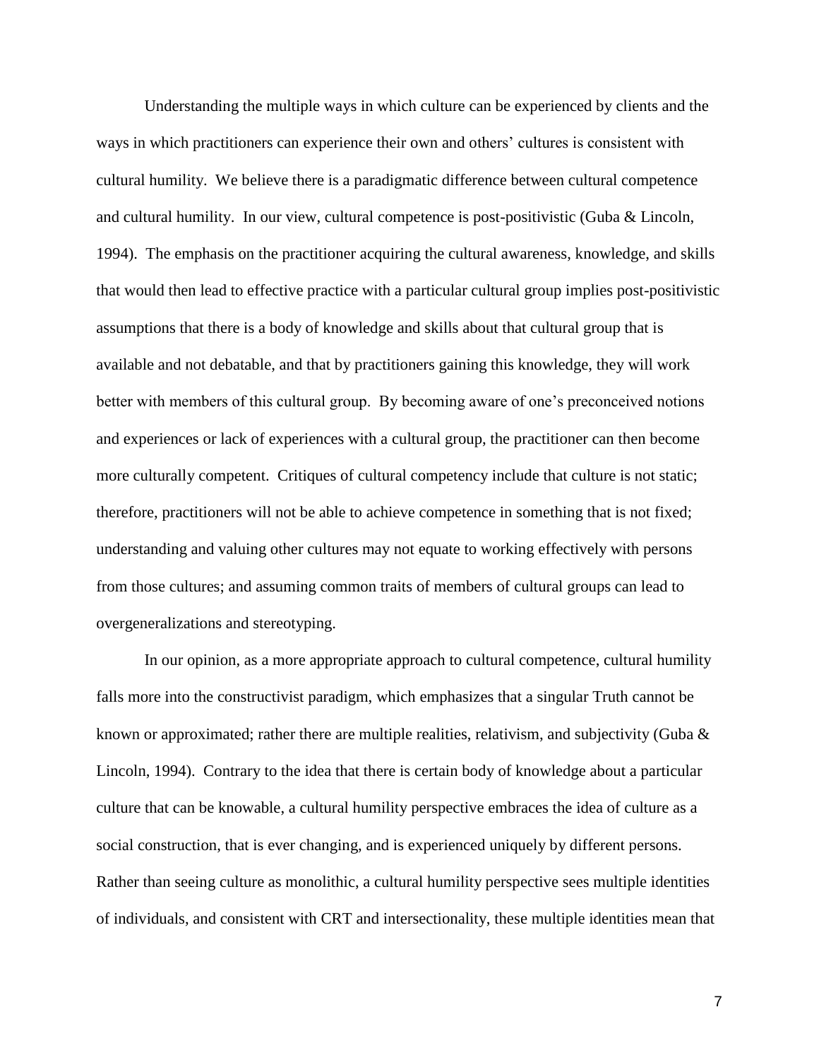Understanding the multiple ways in which culture can be experienced by clients and the ways in which practitioners can experience their own and others' cultures is consistent with cultural humility. We believe there is a paradigmatic difference between cultural competence and cultural humility. In our view, cultural competence is post-positivistic (Guba & Lincoln, 1994). The emphasis on the practitioner acquiring the cultural awareness, knowledge, and skills that would then lead to effective practice with a particular cultural group implies post-positivistic assumptions that there is a body of knowledge and skills about that cultural group that is available and not debatable, and that by practitioners gaining this knowledge, they will work better with members of this cultural group. By becoming aware of one's preconceived notions and experiences or lack of experiences with a cultural group, the practitioner can then become more culturally competent. Critiques of cultural competency include that culture is not static; therefore, practitioners will not be able to achieve competence in something that is not fixed; understanding and valuing other cultures may not equate to working effectively with persons from those cultures; and assuming common traits of members of cultural groups can lead to overgeneralizations and stereotyping.

In our opinion, as a more appropriate approach to cultural competence, cultural humility falls more into the constructivist paradigm, which emphasizes that a singular Truth cannot be known or approximated; rather there are multiple realities, relativism, and subjectivity (Guba & Lincoln, 1994). Contrary to the idea that there is certain body of knowledge about a particular culture that can be knowable, a cultural humility perspective embraces the idea of culture as a social construction, that is ever changing, and is experienced uniquely by different persons. Rather than seeing culture as monolithic, a cultural humility perspective sees multiple identities of individuals, and consistent with CRT and intersectionality, these multiple identities mean that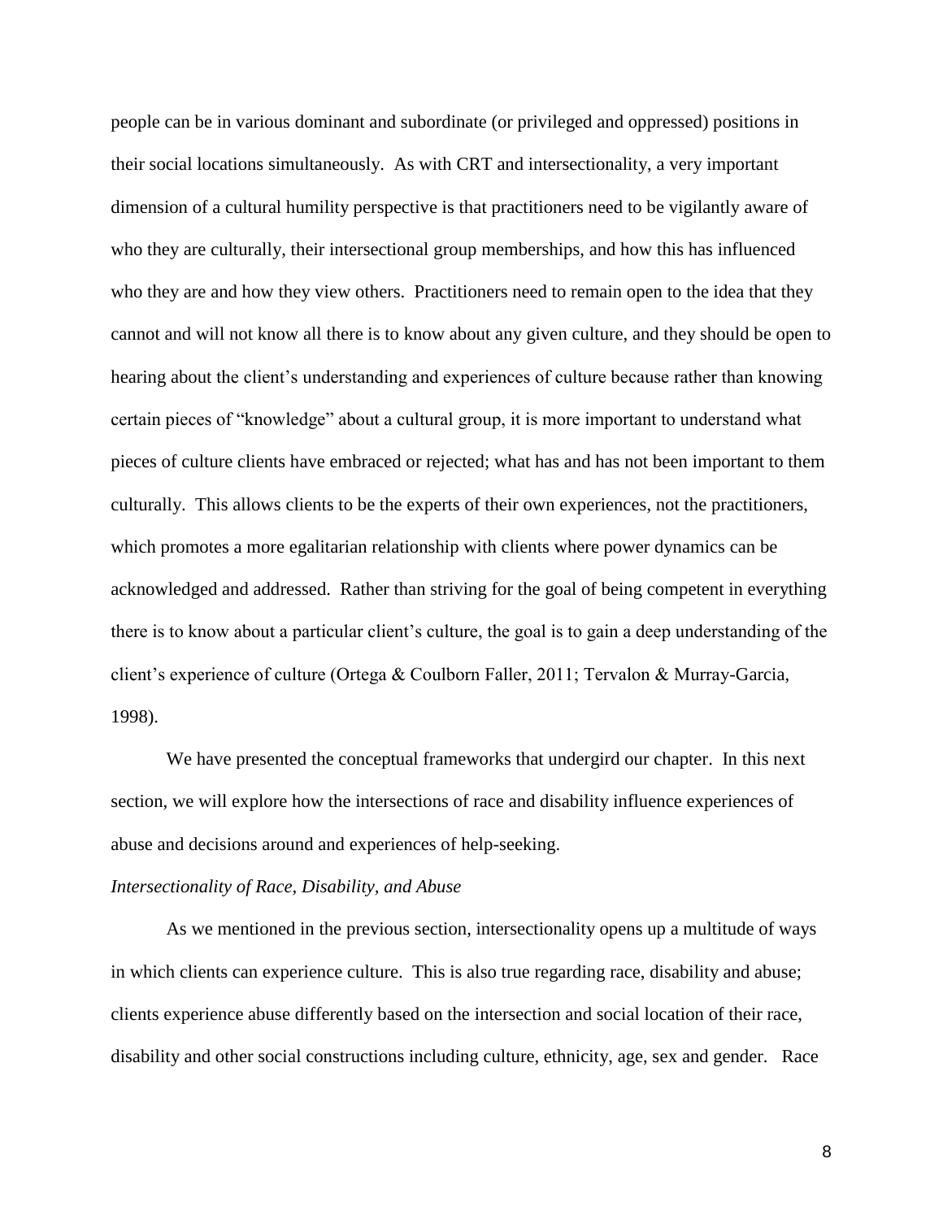people can be in various dominant and subordinate (or privileged and oppressed) positions in their social locations simultaneously. As with CRT and intersectionality, a very important dimension of a cultural humility perspective is that practitioners need to be vigilantly aware of who they are culturally, their intersectional group memberships, and how this has influenced who they are and how they view others. Practitioners need to remain open to the idea that they cannot and will not know all there is to know about any given culture, and they should be open to hearing about the client's understanding and experiences of culture because rather than knowing certain pieces of "knowledge" about a cultural group, it is more important to understand what pieces of culture clients have embraced or rejected; what has and has not been important to them culturally. This allows clients to be the experts of their own experiences, not the practitioners, which promotes a more egalitarian relationship with clients where power dynamics can be acknowledged and addressed. Rather than striving for the goal of being competent in everything there is to know about a particular client's culture, the goal is to gain a deep understanding of the client's experience of culture (Ortega & Coulborn Faller, 2011; Tervalon & Murray-Garcia, 1998).

We have presented the conceptual frameworks that undergird our chapter. In this next section, we will explore how the intersections of race and disability influence experiences of abuse and decisions around and experiences of help-seeking.

*Intersectionality of Race, Disability, and Abuse*

As we mentioned in the previous section, intersectionality opens up a multitude of ways in which clients can experience culture. This is also true regarding race, disability and abuse; clients experience abuse differently based on the intersection and social location of their race, disability and other social constructions including culture, ethnicity, age, sex and gender. Race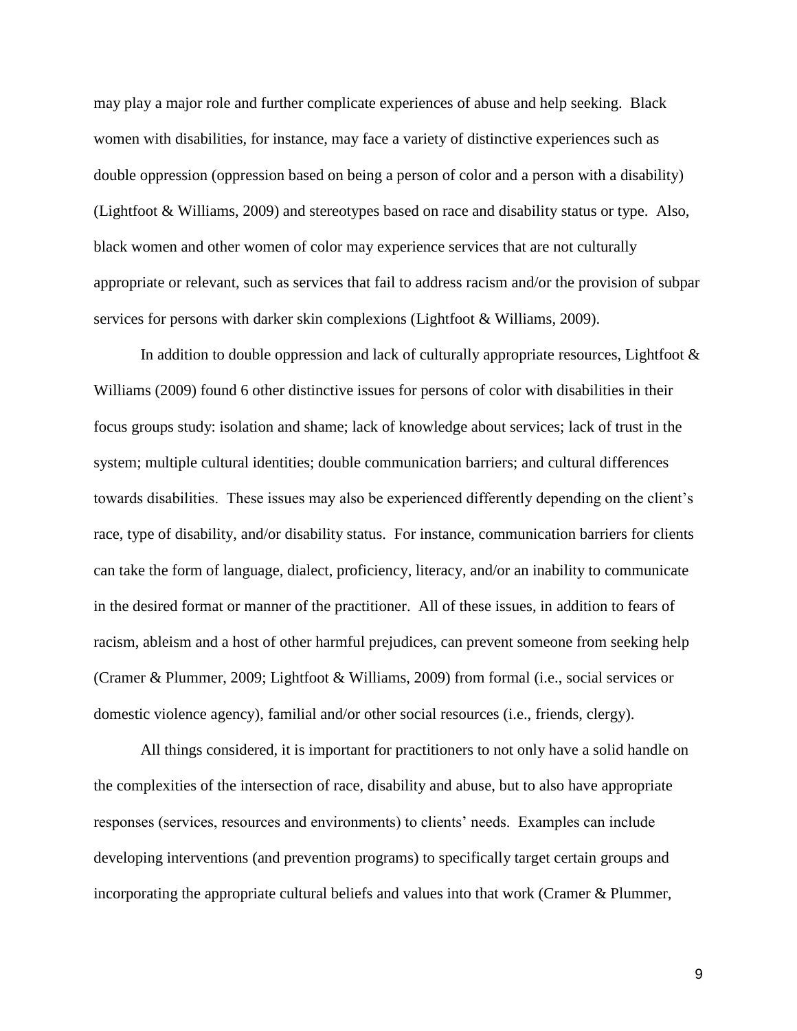may play a major role and further complicate experiences of abuse and help seeking. Black women with disabilities, for instance, may face a variety of distinctive experiences such as double oppression (oppression based on being a person of color and a person with a disability) (Lightfoot & Williams, 2009) and stereotypes based on race and disability status or type. Also, black women and other women of color may experience services that are not culturally appropriate or relevant, such as services that fail to address racism and/or the provision of subpar services for persons with darker skin complexions (Lightfoot & Williams, 2009).

In addition to double oppression and lack of culturally appropriate resources, Lightfoot & Williams (2009) found 6 other distinctive issues for persons of color with disabilities in their focus groups study: isolation and shame; lack of knowledge about services; lack of trust in the system; multiple cultural identities; double communication barriers; and cultural differences towards disabilities. These issues may also be experienced differently depending on the client's race, type of disability, and/or disability status. For instance, communication barriers for clients can take the form of language, dialect, proficiency, literacy, and/or an inability to communicate in the desired format or manner of the practitioner. All of these issues, in addition to fears of racism, ableism and a host of other harmful prejudices, can prevent someone from seeking help (Cramer & Plummer, 2009; Lightfoot & Williams, 2009) from formal (i.e., social services or domestic violence agency), familial and/or other social resources (i.e., friends, clergy).

All things considered, it is important for practitioners to not only have a solid handle on the complexities of the intersection of race, disability and abuse, but to also have appropriate responses (services, resources and environments) to clients' needs. Examples can include developing interventions (and prevention programs) to specifically target certain groups and incorporating the appropriate cultural beliefs and values into that work (Cramer & Plummer,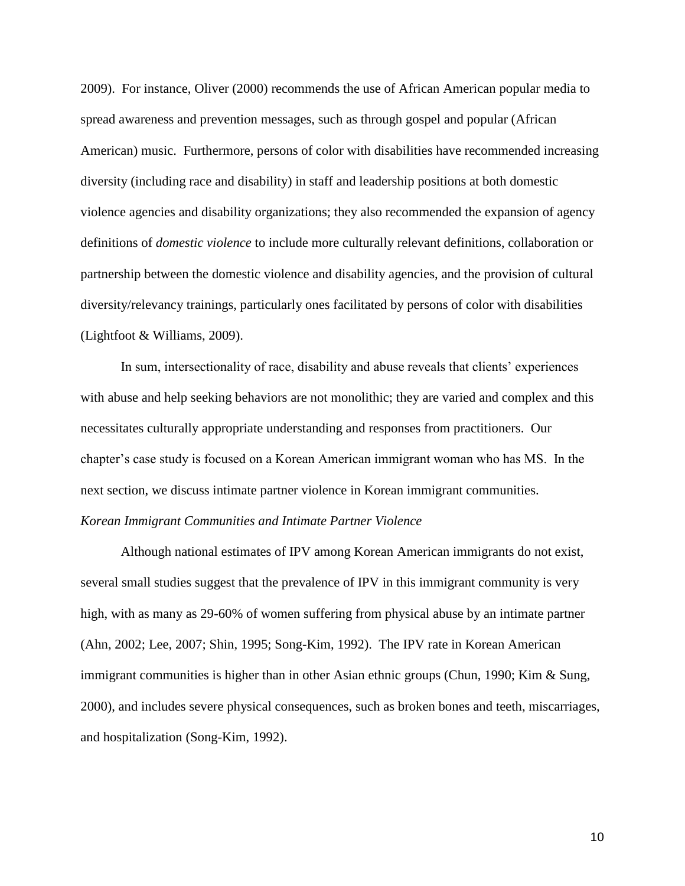2009). For instance, Oliver (2000) recommends the use of African American popular media to spread awareness and prevention messages, such as through gospel and popular (African American) music. Furthermore, persons of color with disabilities have recommended increasing diversity (including race and disability) in staff and leadership positions at both domestic violence agencies and disability organizations; they also recommended the expansion of agency definitions of *domestic violence* to include more culturally relevant definitions, collaboration or partnership between the domestic violence and disability agencies, and the provision of cultural diversity/relevancy trainings, particularly ones facilitated by persons of color with disabilities (Lightfoot & Williams, 2009).

In sum, intersectionality of race, disability and abuse reveals that clients' experiences with abuse and help seeking behaviors are not monolithic; they are varied and complex and this necessitates culturally appropriate understanding and responses from practitioners. Our chapter's case study is focused on a Korean American immigrant woman who has MS. In the next section, we discuss intimate partner violence in Korean immigrant communities.

*Korean Immigrant Communities and Intimate Partner Violence*

Although national estimates of IPV among Korean American immigrants do not exist, several small studies suggest that the prevalence of IPV in this immigrant community is very high, with as many as 29-60% of women suffering from physical abuse by an intimate partner (Ahn, 2002; Lee, 2007; Shin, 1995; Song-Kim, 1992). The IPV rate in Korean American immigrant communities is higher than in other Asian ethnic groups (Chun, 1990; Kim & Sung, 2000), and includes severe physical consequences, such as broken bones and teeth, miscarriages, and hospitalization (Song-Kim, 1992).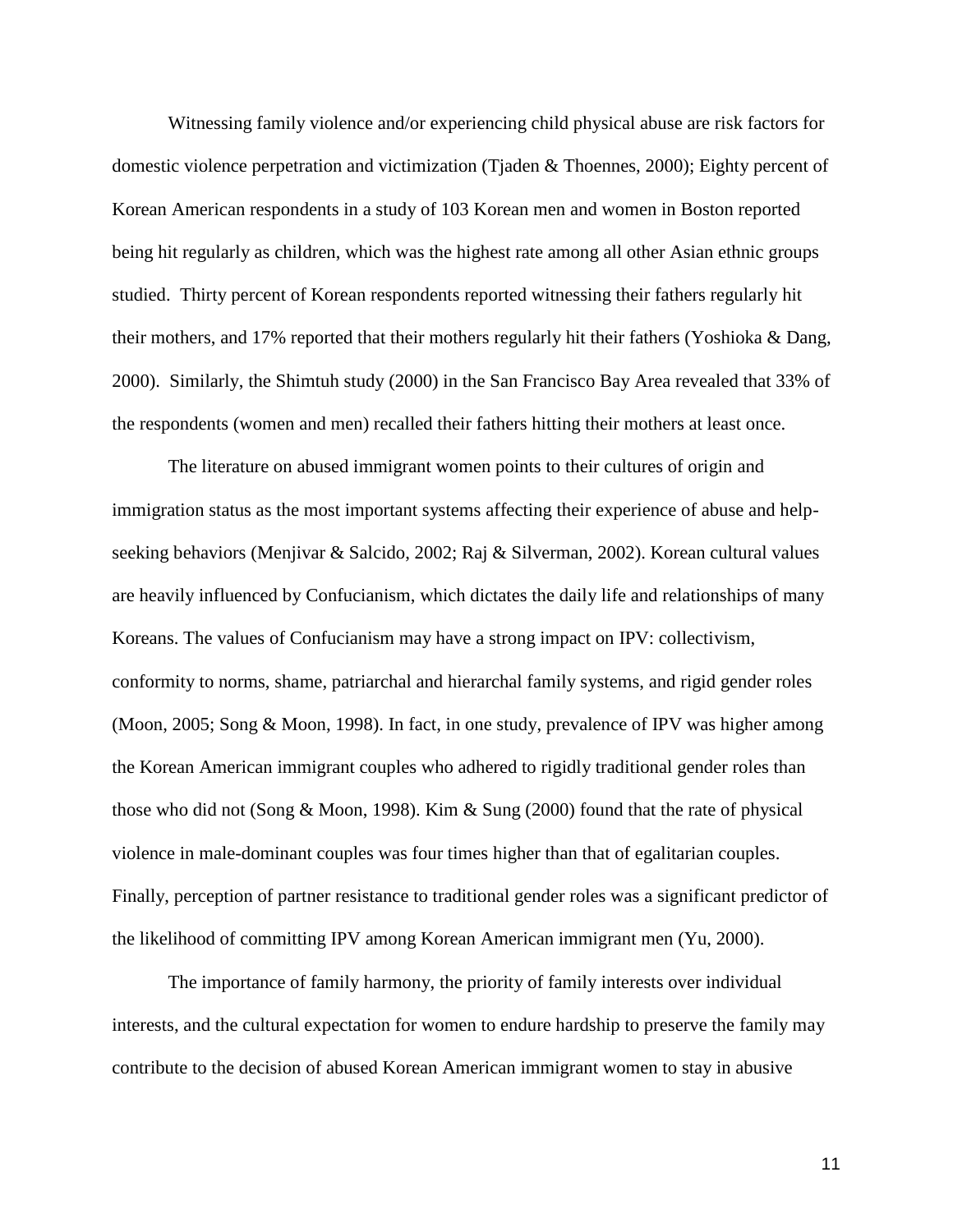Witnessing family violence and/or experiencing child physical abuse are risk factors for domestic violence perpetration and victimization (Tjaden & Thoennes, 2000); Eighty percent of Korean American respondents in a study of 103 Korean men and women in Boston reported being hit regularly as children, which was the highest rate among all other Asian ethnic groups studied. Thirty percent of Korean respondents reported witnessing their fathers regularly hit their mothers, and 17% reported that their mothers regularly hit their fathers (Yoshioka & Dang, 2000). Similarly, the Shimtuh study (2000) in the San Francisco Bay Area revealed that 33% of the respondents (women and men) recalled their fathers hitting their mothers at least once.

The literature on abused immigrant women points to their cultures of origin and immigration status as the most important systems affecting their experience of abuse and help-seeking behaviors (Menjivar & Salcido, 2002; Raj & Silverman, 2002). Korean cultural values are heavily influenced by Confucianism, which dictates the daily life and relationships of many Koreans. The values of Confucianism may have a strong impact on IPV: collectivism, conformity to norms, shame, patriarchal and hierarchal family systems, and rigid gender roles (Moon, 2005; Song & Moon, 1998). In fact, in one study, prevalence of IPV was higher among the Korean American immigrant couples who adhered to rigidly traditional gender roles than those who did not (Song & Moon, 1998). Kim & Sung (2000) found that the rate of physical violence in male-dominant couples was four times higher than that of egalitarian couples. Finally, perception of partner resistance to traditional gender roles was a significant predictor of the likelihood of committing IPV among Korean American immigrant men (Yu, 2000).

The importance of family harmony, the priority of family interests over individual interests, and the cultural expectation for women to endure hardship to preserve the family may contribute to the decision of abused Korean American immigrant women to stay in abusive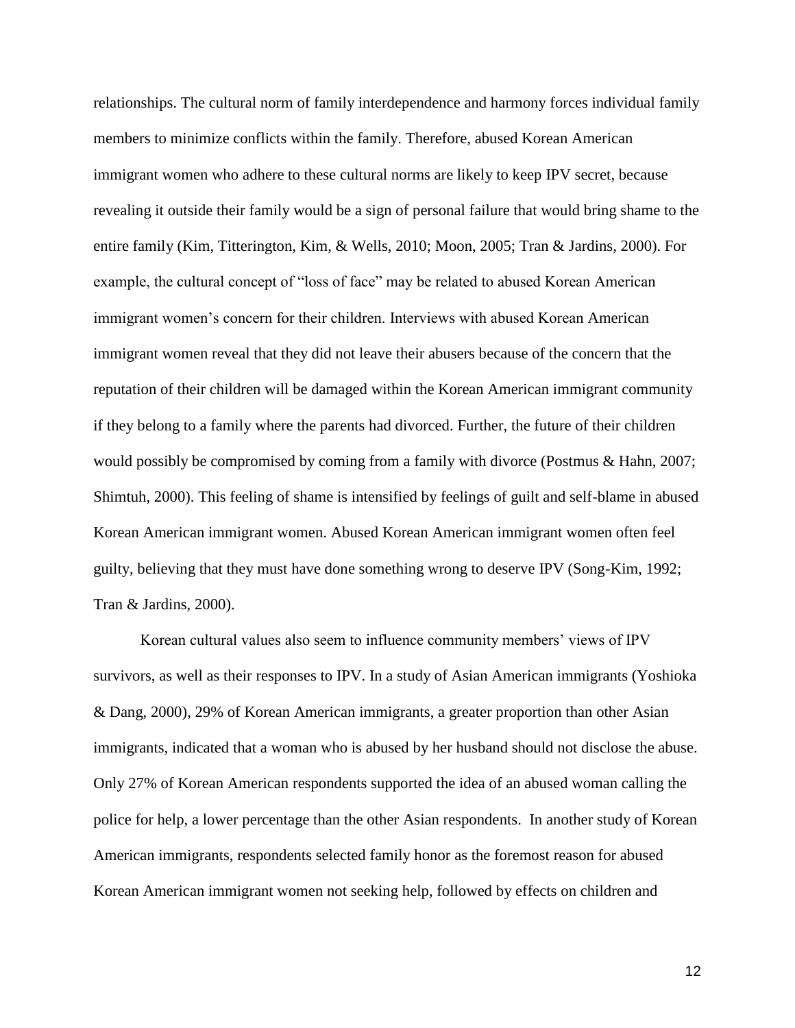relationships. The cultural norm of family interdependence and harmony forces individual family members to minimize conflicts within the family. Therefore, abused Korean American immigrant women who adhere to these cultural norms are likely to keep IPV secret, because revealing it outside their family would be a sign of personal failure that would bring shame to the entire family (Kim, Titterington, Kim, & Wells, 2010; Moon, 2005; Tran & Jardins, 2000). For example, the cultural concept of "loss of face" may be related to abused Korean American immigrant women's concern for their children. Interviews with abused Korean American immigrant women reveal that they did not leave their abusers because of the concern that the reputation of their children will be damaged within the Korean American immigrant community if they belong to a family where the parents had divorced. Further, the future of their children would possibly be compromised by coming from a family with divorce (Postmus & Hahn, 2007; Shimtuh, 2000). This feeling of shame is intensified by feelings of guilt and self-blame in abused Korean American immigrant women. Abused Korean American immigrant women often feel guilty, believing that they must have done something wrong to deserve IPV (Song-Kim, 1992; Tran & Jardins, 2000).

Korean cultural values also seem to influence community members' views of IPV survivors, as well as their responses to IPV. In a study of Asian American immigrants (Yoshioka & Dang, 2000), 29% of Korean American immigrants, a greater proportion than other Asian immigrants, indicated that a woman who is abused by her husband should not disclose the abuse. Only 27% of Korean American respondents supported the idea of an abused woman calling the police for help, a lower percentage than the other Asian respondents. In another study of Korean American immigrants, respondents selected family honor as the foremost reason for abused Korean American immigrant women not seeking help, followed by effects on children and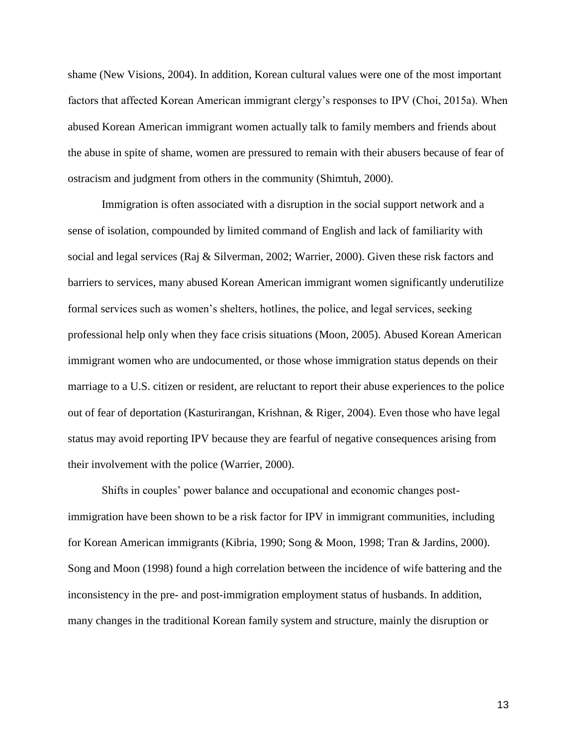shame (New Visions, 2004). In addition, Korean cultural values were one of the most important factors that affected Korean American immigrant clergy's responses to IPV (Choi, 2015a). When abused Korean American immigrant women actually talk to family members and friends about the abuse in spite of shame, women are pressured to remain with their abusers because of fear of ostracism and judgment from others in the community (Shimtuh, 2000).

Immigration is often associated with a disruption in the social support network and a sense of isolation, compounded by limited command of English and lack of familiarity with social and legal services (Raj & Silverman, 2002; Warrier, 2000). Given these risk factors and barriers to services, many abused Korean American immigrant women significantly underutilize formal services such as women's shelters, hotlines, the police, and legal services, seeking professional help only when they face crisis situations (Moon, 2005). Abused Korean American immigrant women who are undocumented, or those whose immigration status depends on their marriage to a U.S. citizen or resident, are reluctant to report their abuse experiences to the police out of fear of deportation (Kasturirangan, Krishnan, & Riger, 2004). Even those who have legal status may avoid reporting IPV because they are fearful of negative consequences arising from their involvement with the police (Warrier, 2000).

Shifts in couples' power balance and occupational and economic changes post-immigration have been shown to be a risk factor for IPV in immigrant communities, including for Korean American immigrants (Kibria, 1990; Song & Moon, 1998; Tran & Jardins, 2000). Song and Moon (1998) found a high correlation between the incidence of wife battering and the inconsistency in the pre- and post-immigration employment status of husbands. In addition, many changes in the traditional Korean family system and structure, mainly the disruption or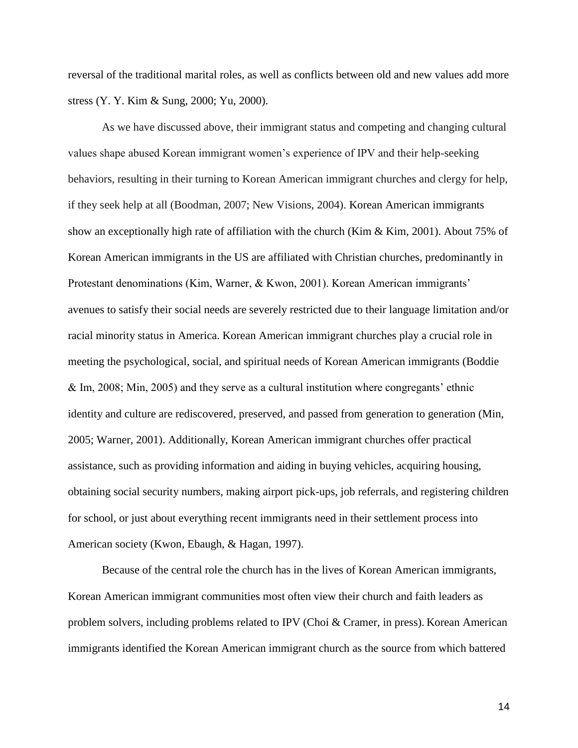reversal of the traditional marital roles, as well as conflicts between old and new values add more stress (Y. Y. Kim & Sung, 2000; Yu, 2000).

As we have discussed above, their immigrant status and competing and changing cultural values shape abused Korean immigrant women's experience of IPV and their help-seeking behaviors, resulting in their turning to Korean American immigrant churches and clergy for help, if they seek help at all (Boodman, 2007; New Visions, 2004). Korean American immigrants show an exceptionally high rate of affiliation with the church (Kim & Kim, 2001). About 75% of Korean American immigrants in the US are affiliated with Christian churches, predominantly in Protestant denominations (Kim, Warner, & Kwon, 2001). Korean American immigrants' avenues to satisfy their social needs are severely restricted due to their language limitation and/or racial minority status in America. Korean American immigrant churches play a crucial role in meeting the psychological, social, and spiritual needs of Korean American immigrants (Boddie & Im, 2008; Min, 2005) and they serve as a cultural institution where congregants' ethnic identity and culture are rediscovered, preserved, and passed from generation to generation (Min, 2005; Warner, 2001). Additionally, Korean American immigrant churches offer practical assistance, such as providing information and aiding in buying vehicles, acquiring housing, obtaining social security numbers, making airport pick-ups, job referrals, and registering children for school, or just about everything recent immigrants need in their settlement process into American society (Kwon, Ebaugh, & Hagan, 1997).

Because of the central role the church has in the lives of Korean American immigrants, Korean American immigrant communities most often view their church and faith leaders as problem solvers, including problems related to IPV (Choi & Cramer, in press). Korean American immigrants identified the Korean American immigrant church as the source from which battered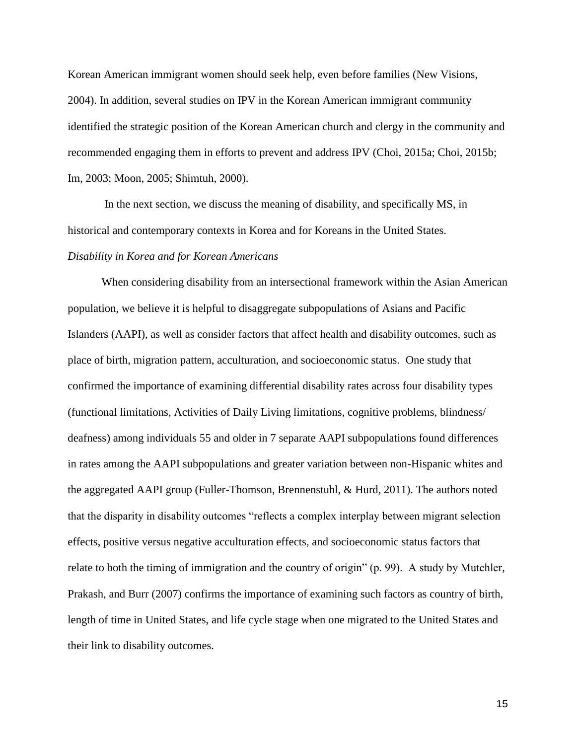Korean American immigrant women should seek help, even before families (New Visions, 2004). In addition, several studies on IPV in the Korean American immigrant community identified the strategic position of the Korean American church and clergy in the community and recommended engaging them in efforts to prevent and address IPV (Choi, 2015a; Choi, 2015b; Im, 2003; Moon, 2005; Shimtuh, 2000).

In the next section, we discuss the meaning of disability, and specifically MS, in historical and contemporary contexts in Korea and for Koreans in the United States.

*Disability in Korea and for Korean Americans*

When considering disability from an intersectional framework within the Asian American population, we believe it is helpful to disaggregate subpopulations of Asians and Pacific Islanders (AAPI), as well as consider factors that affect health and disability outcomes, such as place of birth, migration pattern, acculturation, and socioeconomic status. One study that confirmed the importance of examining differential disability rates across four disability types (functional limitations, Activities of Daily Living limitations, cognitive problems, blindness/ deafness) among individuals 55 and older in 7 separate AAPI subpopulations found differences in rates among the AAPI subpopulations and greater variation between non-Hispanic whites and the aggregated AAPI group (Fuller-Thomson, Brennenstuhl, & Hurd, 2011). The authors noted that the disparity in disability outcomes "reflects a complex interplay between migrant selection effects, positive versus negative acculturation effects, and socioeconomic status factors that relate to both the timing of immigration and the country of origin" (p. 99). A study by Mutchler, Prakash, and Burr (2007) confirms the importance of examining such factors as country of birth, length of time in United States, and life cycle stage when one migrated to the United States and their link to disability outcomes.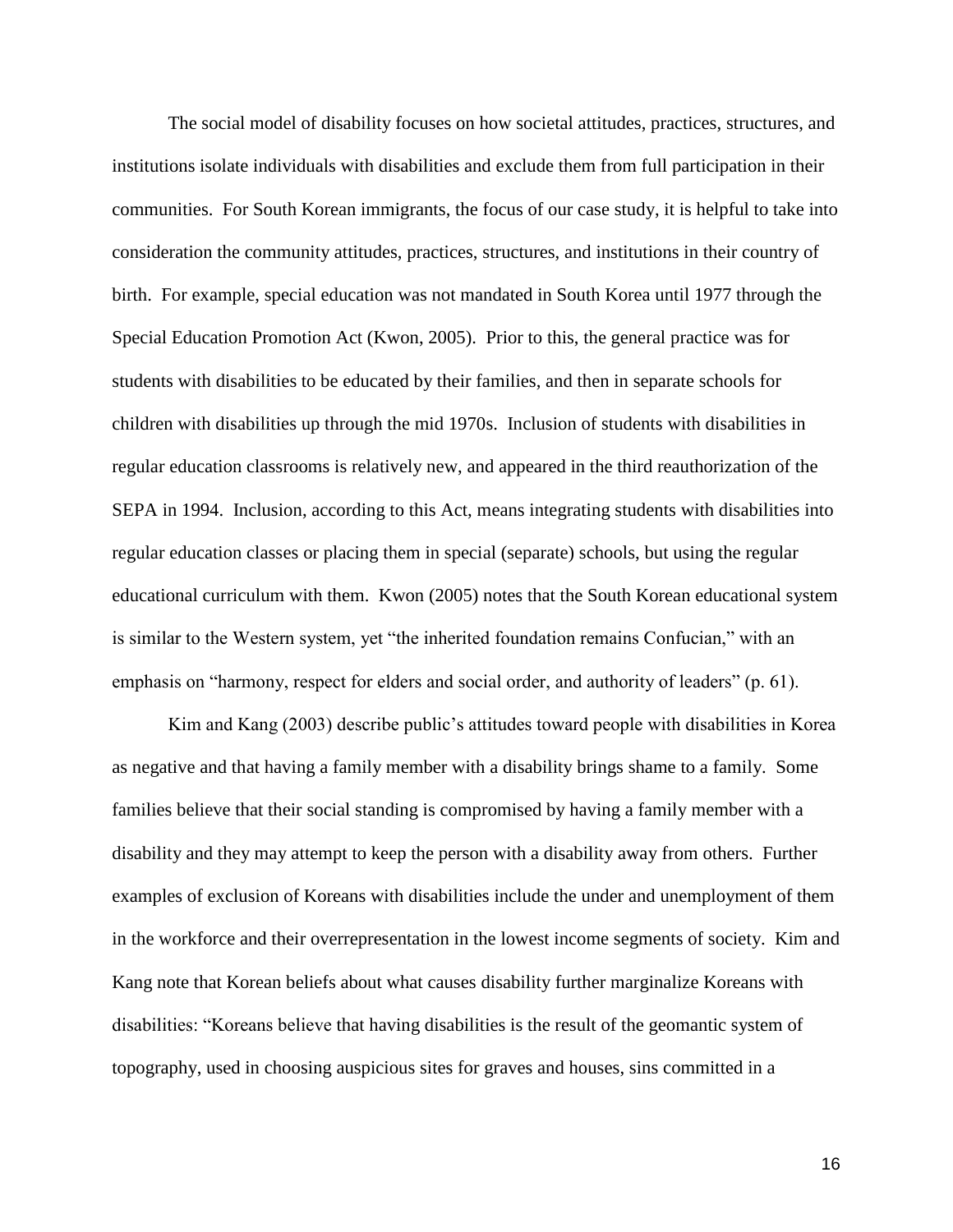The social model of disability focuses on how societal attitudes, practices, structures, and institutions isolate individuals with disabilities and exclude them from full participation in their communities. For South Korean immigrants, the focus of our case study, it is helpful to take into consideration the community attitudes, practices, structures, and institutions in their country of birth. For example, special education was not mandated in South Korea until 1977 through the Special Education Promotion Act (Kwon, 2005). Prior to this, the general practice was for students with disabilities to be educated by their families, and then in separate schools for children with disabilities up through the mid 1970s. Inclusion of students with disabilities in regular education classrooms is relatively new, and appeared in the third reauthorization of the SEPA in 1994. Inclusion, according to this Act, means integrating students with disabilities into regular education classes or placing them in special (separate) schools, but using the regular educational curriculum with them. Kwon (2005) notes that the South Korean educational system is similar to the Western system, yet "the inherited foundation remains Confucian," with an emphasis on "harmony, respect for elders and social order, and authority of leaders" (p. 61).

Kim and Kang (2003) describe public's attitudes toward people with disabilities in Korea as negative and that having a family member with a disability brings shame to a family. Some families believe that their social standing is compromised by having a family member with a disability and they may attempt to keep the person with a disability away from others. Further examples of exclusion of Koreans with disabilities include the under and unemployment of them in the workforce and their overrepresentation in the lowest income segments of society. Kim and Kang note that Korean beliefs about what causes disability further marginalize Koreans with disabilities: "Koreans believe that having disabilities is the result of the geomantic system of topography, used in choosing auspicious sites for graves and houses, sins committed in a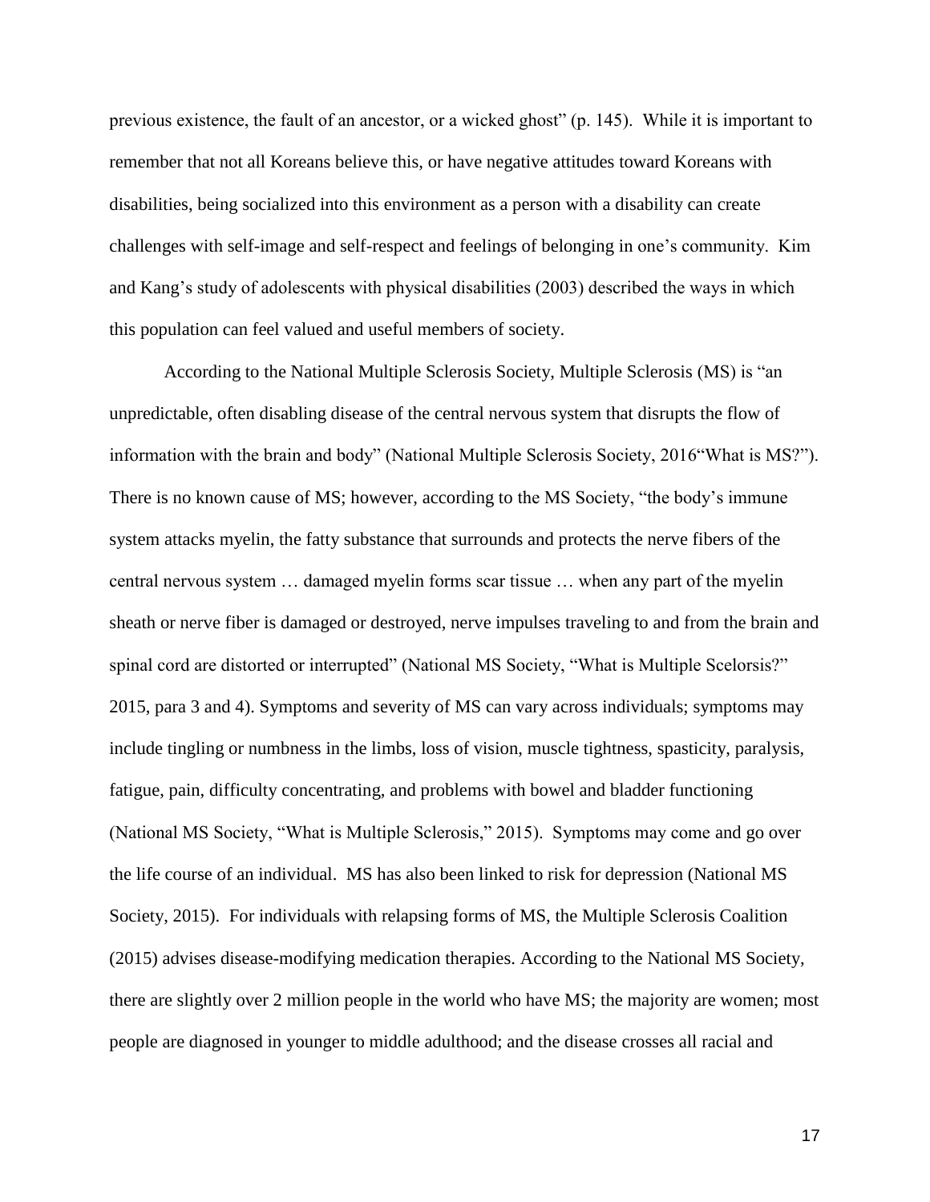previous existence, the fault of an ancestor, or a wicked ghost" (p. 145). While it is important to remember that not all Koreans believe this, or have negative attitudes toward Koreans with disabilities, being socialized into this environment as a person with a disability can create challenges with self-image and self-respect and feelings of belonging in one's community. Kim and Kang's study of adolescents with physical disabilities (2003) described the ways in which this population can feel valued and useful members of society.

According to the National Multiple Sclerosis Society, Multiple Sclerosis (MS) is "an unpredictable, often disabling disease of the central nervous system that disrupts the flow of information with the brain and body" (National Multiple Sclerosis Society, 2016"What is MS?"). There is no known cause of MS; however, according to the MS Society, "the body's immune system attacks myelin, the fatty substance that surrounds and protects the nerve fibers of the central nervous system … damaged myelin forms scar tissue … when any part of the myelin sheath or nerve fiber is damaged or destroyed, nerve impulses traveling to and from the brain and spinal cord are distorted or interrupted" (National MS Society, "What is Multiple Scelorsis?" 2015, para 3 and 4). Symptoms and severity of MS can vary across individuals; symptoms may include tingling or numbness in the limbs, loss of vision, muscle tightness, spasticity, paralysis, fatigue, pain, difficulty concentrating, and problems with bowel and bladder functioning (National MS Society, "What is Multiple Sclerosis," 2015). Symptoms may come and go over the life course of an individual. MS has also been linked to risk for depression (National MS Society, 2015). For individuals with relapsing forms of MS, the Multiple Sclerosis Coalition (2015) advises disease-modifying medication therapies. According to the National MS Society, there are slightly over 2 million people in the world who have MS; the majority are women; most people are diagnosed in younger to middle adulthood; and the disease crosses all racial and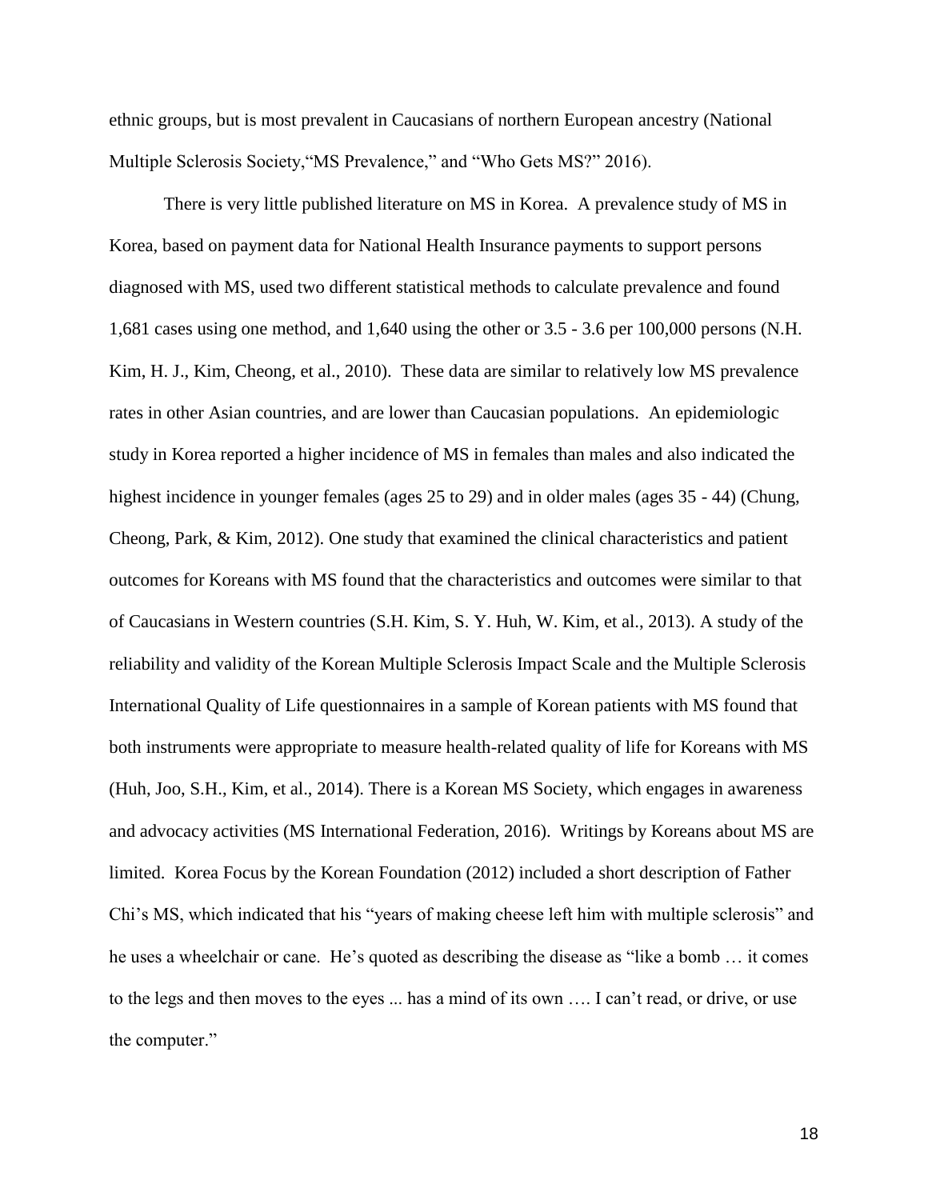ethnic groups, but is most prevalent in Caucasians of northern European ancestry (National Multiple Sclerosis Society,"MS Prevalence," and "Who Gets MS?" 2016).

There is very little published literature on MS in Korea. A prevalence study of MS in Korea, based on payment data for National Health Insurance payments to support persons diagnosed with MS, used two different statistical methods to calculate prevalence and found 1,681 cases using one method, and 1,640 using the other or 3.5 - 3.6 per 100,000 persons (N.H. Kim, H. J., Kim, Cheong, et al., 2010). These data are similar to relatively low MS prevalence rates in other Asian countries, and are lower than Caucasian populations. An epidemiologic study in Korea reported a higher incidence of MS in females than males and also indicated the highest incidence in younger females (ages 25 to 29) and in older males (ages 35 - 44) (Chung, Cheong, Park, & Kim, 2012). One study that examined the clinical characteristics and patient outcomes for Koreans with MS found that the characteristics and outcomes were similar to that of Caucasians in Western countries (S.H. Kim, S. Y. Huh, W. Kim, et al., 2013). A study of the reliability and validity of the Korean Multiple Sclerosis Impact Scale and the Multiple Sclerosis International Quality of Life questionnaires in a sample of Korean patients with MS found that both instruments were appropriate to measure health-related quality of life for Koreans with MS (Huh, Joo, S.H., Kim, et al., 2014). There is a Korean MS Society, which engages in awareness and advocacy activities (MS International Federation, 2016). Writings by Koreans about MS are limited. Korea Focus by the Korean Foundation (2012) included a short description of Father Chi's MS, which indicated that his "years of making cheese left him with multiple sclerosis" and he uses a wheelchair or cane. He's quoted as describing the disease as "like a bomb … it comes to the legs and then moves to the eyes ... has a mind of its own …. I can't read, or drive, or use the computer."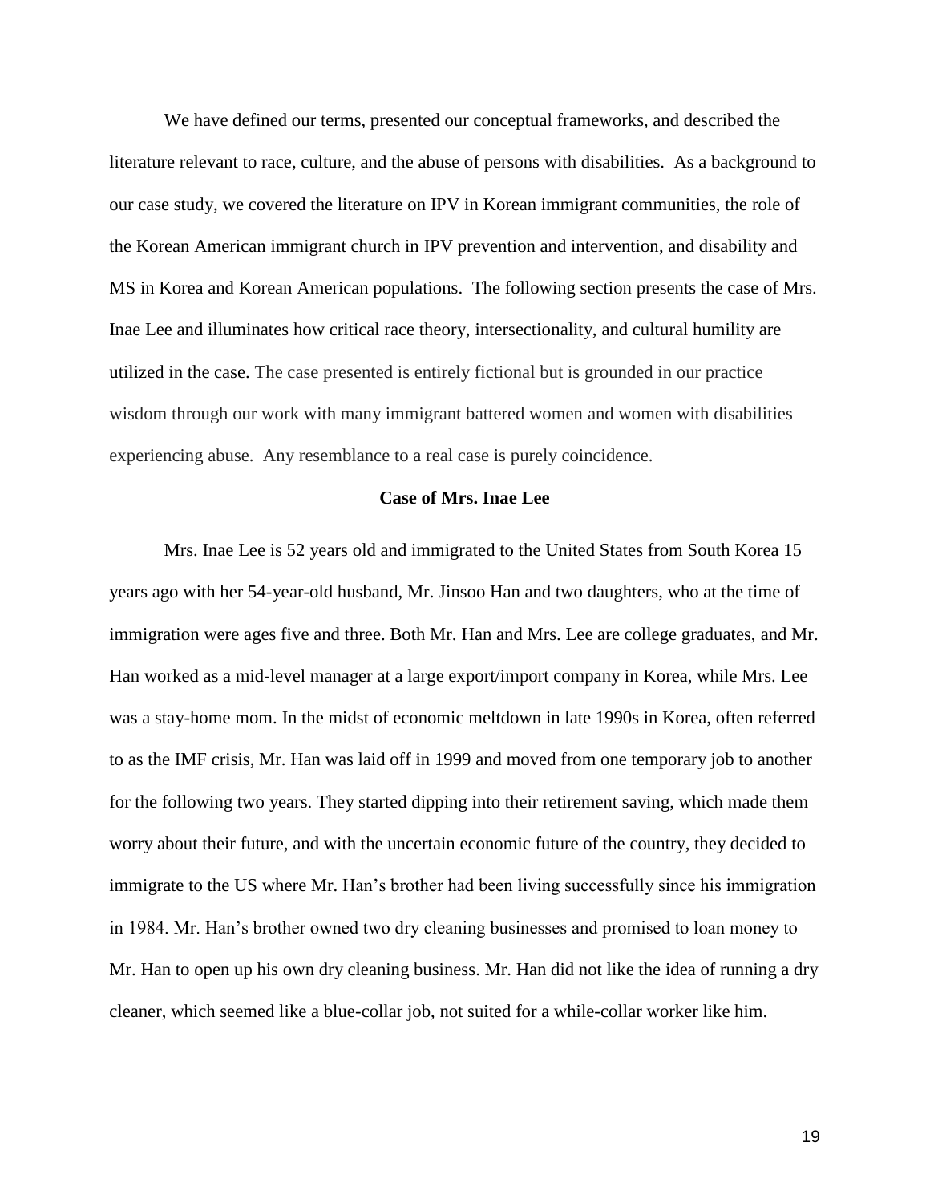We have defined our terms, presented our conceptual frameworks, and described the literature relevant to race, culture, and the abuse of persons with disabilities. As a background to our case study, we covered the literature on IPV in Korean immigrant communities, the role of the Korean American immigrant church in IPV prevention and intervention, and disability and MS in Korea and Korean American populations. The following section presents the case of Mrs. Inae Lee and illuminates how critical race theory, intersectionality, and cultural humility are utilized in the case. The case presented is entirely fictional but is grounded in our practice wisdom through our work with many immigrant battered women and women with disabilities experiencing abuse. Any resemblance to a real case is purely coincidence.

## Case of Mrs. Inae Lee

Mrs. Inae Lee is 52 years old and immigrated to the United States from South Korea 15 years ago with her 54-year-old husband, Mr. Jinsoo Han and two daughters, who at the time of immigration were ages five and three. Both Mr. Han and Mrs. Lee are college graduates, and Mr. Han worked as a mid-level manager at a large export/import company in Korea, while Mrs. Lee was a stay-home mom. In the midst of economic meltdown in late 1990s in Korea, often referred to as the IMF crisis, Mr. Han was laid off in 1999 and moved from one temporary job to another for the following two years. They started dipping into their retirement saving, which made them worry about their future, and with the uncertain economic future of the country, they decided to immigrate to the US where Mr. Han's brother had been living successfully since his immigration in 1984. Mr. Han's brother owned two dry cleaning businesses and promised to loan money to Mr. Han to open up his own dry cleaning business. Mr. Han did not like the idea of running a dry cleaner, which seemed like a blue-collar job, not suited for a while-collar worker like him.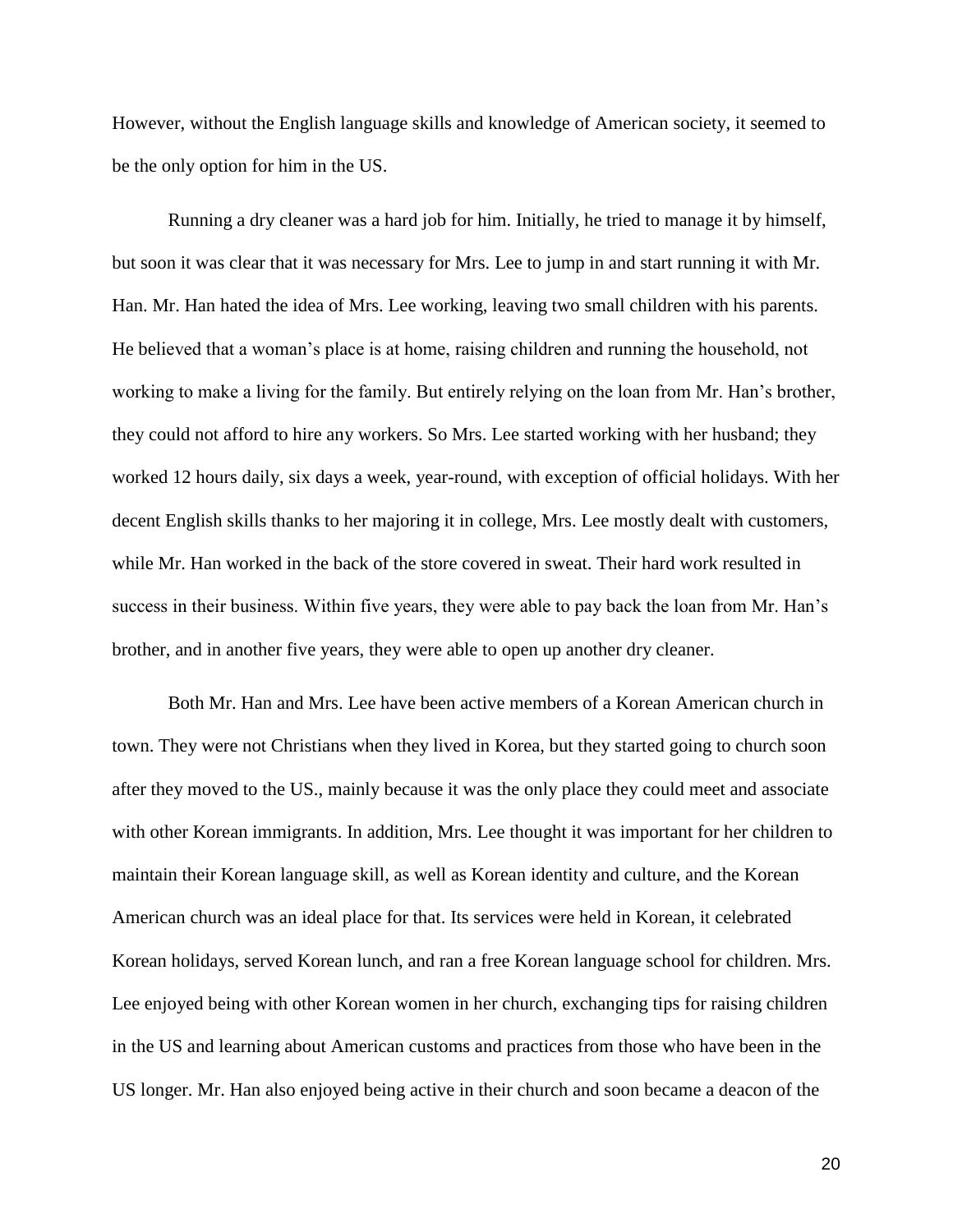However, without the English language skills and knowledge of American society, it seemed to be the only option for him in the US.

Running a dry cleaner was a hard job for him. Initially, he tried to manage it by himself, but soon it was clear that it was necessary for Mrs. Lee to jump in and start running it with Mr. Han. Mr. Han hated the idea of Mrs. Lee working, leaving two small children with his parents. He believed that a woman's place is at home, raising children and running the household, not working to make a living for the family. But entirely relying on the loan from Mr. Han's brother, they could not afford to hire any workers. So Mrs. Lee started working with her husband; they worked 12 hours daily, six days a week, year-round, with exception of official holidays. With her decent English skills thanks to her majoring it in college, Mrs. Lee mostly dealt with customers, while Mr. Han worked in the back of the store covered in sweat. Their hard work resulted in success in their business. Within five years, they were able to pay back the loan from Mr. Han's brother, and in another five years, they were able to open up another dry cleaner.

Both Mr. Han and Mrs. Lee have been active members of a Korean American church in town. They were not Christians when they lived in Korea, but they started going to church soon after they moved to the US., mainly because it was the only place they could meet and associate with other Korean immigrants. In addition, Mrs. Lee thought it was important for her children to maintain their Korean language skill, as well as Korean identity and culture, and the Korean American church was an ideal place for that. Its services were held in Korean, it celebrated Korean holidays, served Korean lunch, and ran a free Korean language school for children. Mrs. Lee enjoyed being with other Korean women in her church, exchanging tips for raising children in the US and learning about American customs and practices from those who have been in the US longer. Mr. Han also enjoyed being active in their church and soon became a deacon of the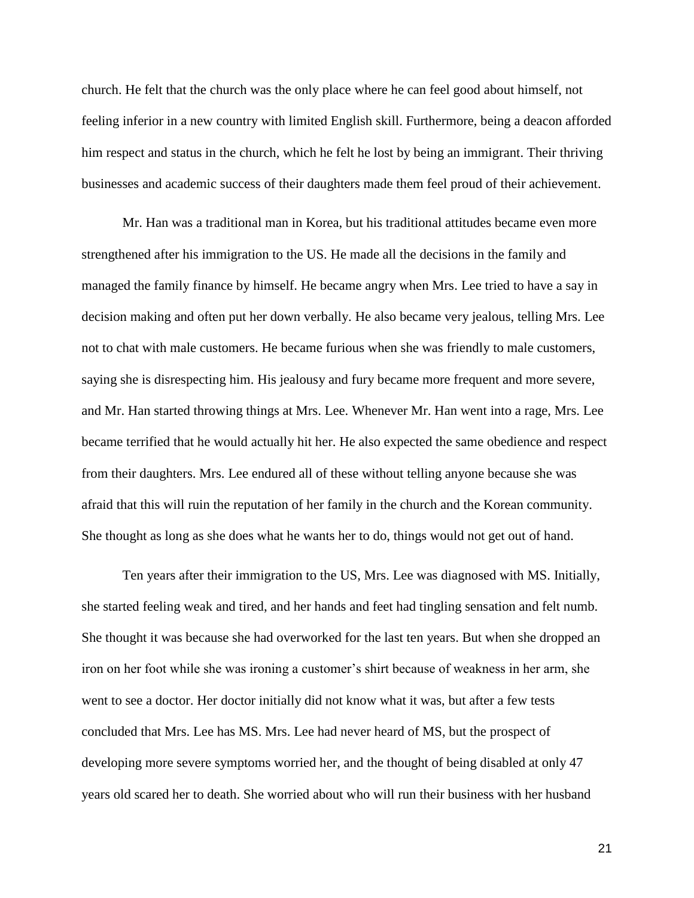church. He felt that the church was the only place where he can feel good about himself, not feeling inferior in a new country with limited English skill. Furthermore, being a deacon afforded him respect and status in the church, which he felt he lost by being an immigrant. Their thriving businesses and academic success of their daughters made them feel proud of their achievement.

Mr. Han was a traditional man in Korea, but his traditional attitudes became even more strengthened after his immigration to the US. He made all the decisions in the family and managed the family finance by himself. He became angry when Mrs. Lee tried to have a say in decision making and often put her down verbally. He also became very jealous, telling Mrs. Lee not to chat with male customers. He became furious when she was friendly to male customers, saying she is disrespecting him. His jealousy and fury became more frequent and more severe, and Mr. Han started throwing things at Mrs. Lee. Whenever Mr. Han went into a rage, Mrs. Lee became terrified that he would actually hit her. He also expected the same obedience and respect from their daughters. Mrs. Lee endured all of these without telling anyone because she was afraid that this will ruin the reputation of her family in the church and the Korean community. She thought as long as she does what he wants her to do, things would not get out of hand.

Ten years after their immigration to the US, Mrs. Lee was diagnosed with MS. Initially, she started feeling weak and tired, and her hands and feet had tingling sensation and felt numb. She thought it was because she had overworked for the last ten years. But when she dropped an iron on her foot while she was ironing a customer's shirt because of weakness in her arm, she went to see a doctor. Her doctor initially did not know what it was, but after a few tests concluded that Mrs. Lee has MS. Mrs. Lee had never heard of MS, but the prospect of developing more severe symptoms worried her, and the thought of being disabled at only 47 years old scared her to death. She worried about who will run their business with her husband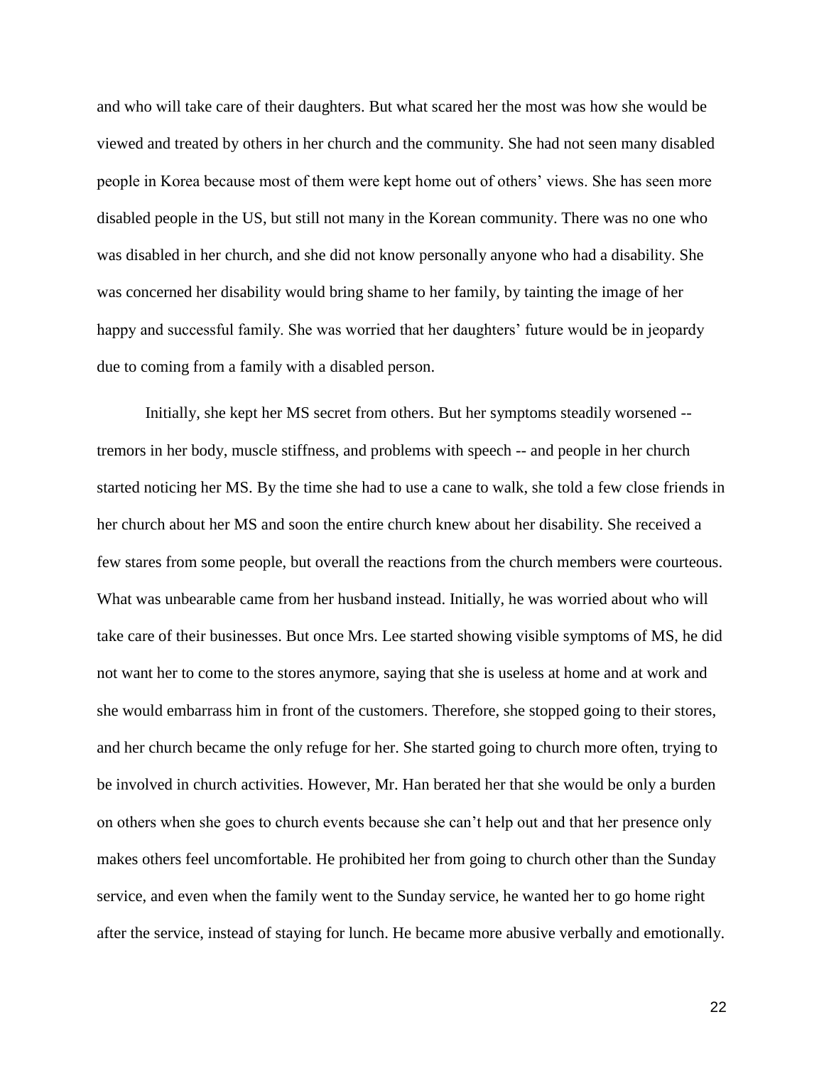and who will take care of their daughters. But what scared her the most was how she would be viewed and treated by others in her church and the community. She had not seen many disabled people in Korea because most of them were kept home out of others' views. She has seen more disabled people in the US, but still not many in the Korean community. There was no one who was disabled in her church, and she did not know personally anyone who had a disability. She was concerned her disability would bring shame to her family, by tainting the image of her happy and successful family. She was worried that her daughters' future would be in jeopardy due to coming from a family with a disabled person.

Initially, she kept her MS secret from others. But her symptoms steadily worsened -- tremors in her body, muscle stiffness, and problems with speech -- and people in her church started noticing her MS. By the time she had to use a cane to walk, she told a few close friends in her church about her MS and soon the entire church knew about her disability. She received a few stares from some people, but overall the reactions from the church members were courteous. What was unbearable came from her husband instead. Initially, he was worried about who will take care of their businesses. But once Mrs. Lee started showing visible symptoms of MS, he did not want her to come to the stores anymore, saying that she is useless at home and at work and she would embarrass him in front of the customers. Therefore, she stopped going to their stores, and her church became the only refuge for her. She started going to church more often, trying to be involved in church activities. However, Mr. Han berated her that she would be only a burden on others when she goes to church events because she can't help out and that her presence only makes others feel uncomfortable. He prohibited her from going to church other than the Sunday service, and even when the family went to the Sunday service, he wanted her to go home right after the service, instead of staying for lunch. He became more abusive verbally and emotionally.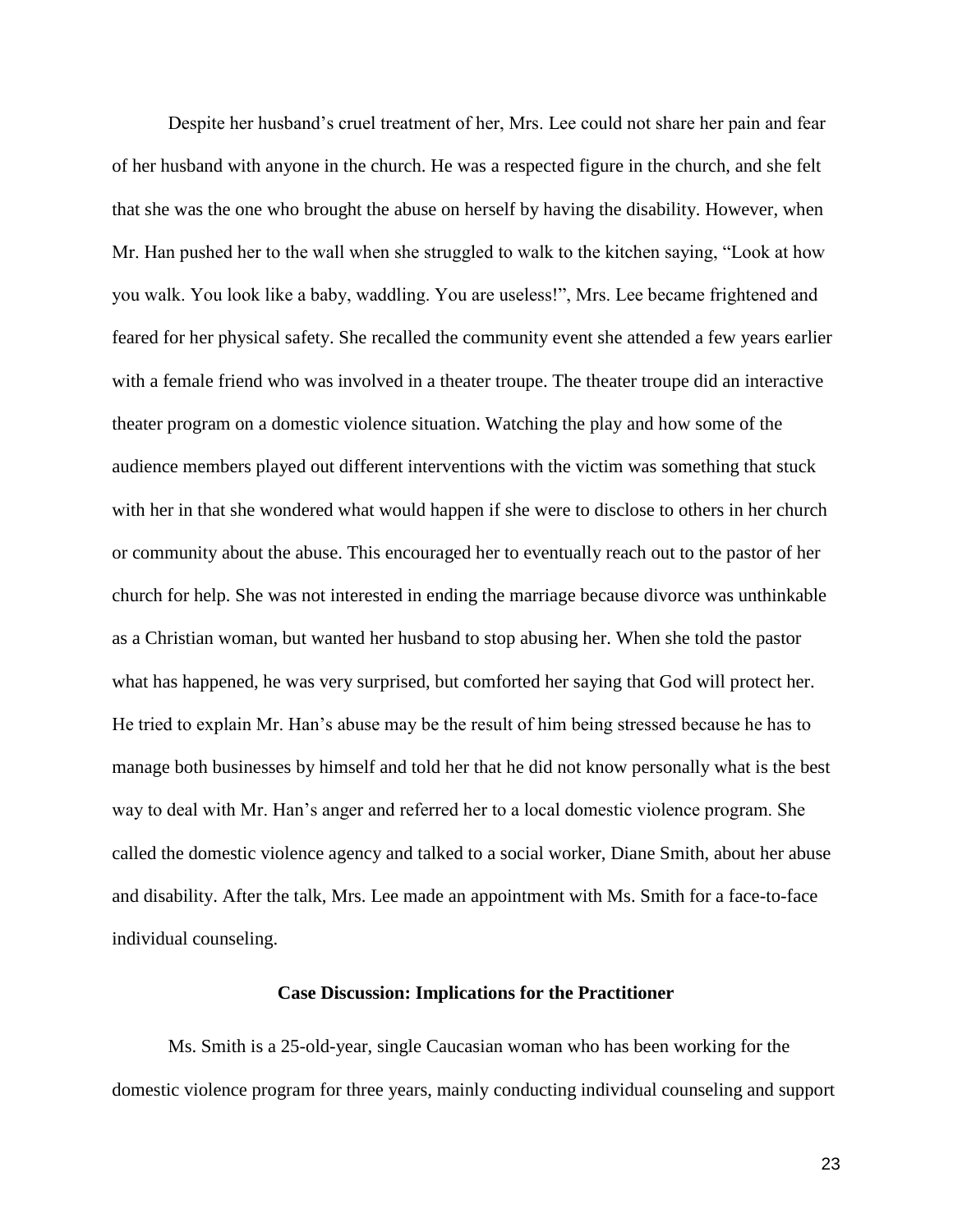Despite her husband's cruel treatment of her, Mrs. Lee could not share her pain and fear of her husband with anyone in the church. He was a respected figure in the church, and she felt that she was the one who brought the abuse on herself by having the disability. However, when Mr. Han pushed her to the wall when she struggled to walk to the kitchen saying, "Look at how you walk. You look like a baby, waddling. You are useless!", Mrs. Lee became frightened and feared for her physical safety. She recalled the community event she attended a few years earlier with a female friend who was involved in a theater troupe. The theater troupe did an interactive theater program on a domestic violence situation. Watching the play and how some of the audience members played out different interventions with the victim was something that stuck with her in that she wondered what would happen if she were to disclose to others in her church or community about the abuse. This encouraged her to eventually reach out to the pastor of her church for help. She was not interested in ending the marriage because divorce was unthinkable as a Christian woman, but wanted her husband to stop abusing her. When she told the pastor what has happened, he was very surprised, but comforted her saying that God will protect her. He tried to explain Mr. Han's abuse may be the result of him being stressed because he has to manage both businesses by himself and told her that he did not know personally what is the best way to deal with Mr. Han's anger and referred her to a local domestic violence program. She called the domestic violence agency and talked to a social worker, Diane Smith, about her abuse and disability. After the talk, Mrs. Lee made an appointment with Ms. Smith for a face-to-face individual counseling.

## Case Discussion: Implications for the Practitioner

Ms. Smith is a 25-old-year, single Caucasian woman who has been working for the domestic violence program for three years, mainly conducting individual counseling and support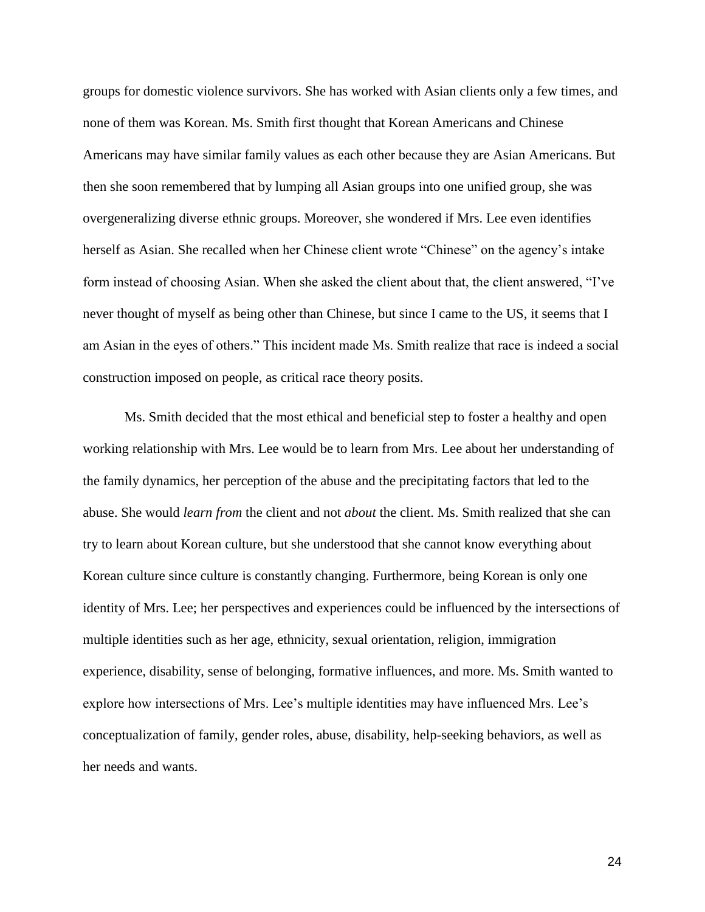groups for domestic violence survivors. She has worked with Asian clients only a few times, and none of them was Korean. Ms. Smith first thought that Korean Americans and Chinese Americans may have similar family values as each other because they are Asian Americans. But then she soon remembered that by lumping all Asian groups into one unified group, she was overgeneralizing diverse ethnic groups. Moreover, she wondered if Mrs. Lee even identifies herself as Asian. She recalled when her Chinese client wrote "Chinese" on the agency's intake form instead of choosing Asian. When she asked the client about that, the client answered, "I've never thought of myself as being other than Chinese, but since I came to the US, it seems that I am Asian in the eyes of others." This incident made Ms. Smith realize that race is indeed a social construction imposed on people, as critical race theory posits.

Ms. Smith decided that the most ethical and beneficial step to foster a healthy and open working relationship with Mrs. Lee would be to learn from Mrs. Lee about her understanding of the family dynamics, her perception of the abuse and the precipitating factors that led to the abuse. She would *learn from* the client and not *about* the client. Ms. Smith realized that she can try to learn about Korean culture, but she understood that she cannot know everything about Korean culture since culture is constantly changing. Furthermore, being Korean is only one identity of Mrs. Lee; her perspectives and experiences could be influenced by the intersections of multiple identities such as her age, ethnicity, sexual orientation, religion, immigration experience, disability, sense of belonging, formative influences, and more. Ms. Smith wanted to explore how intersections of Mrs. Lee's multiple identities may have influenced Mrs. Lee's conceptualization of family, gender roles, abuse, disability, help-seeking behaviors, as well as her needs and wants.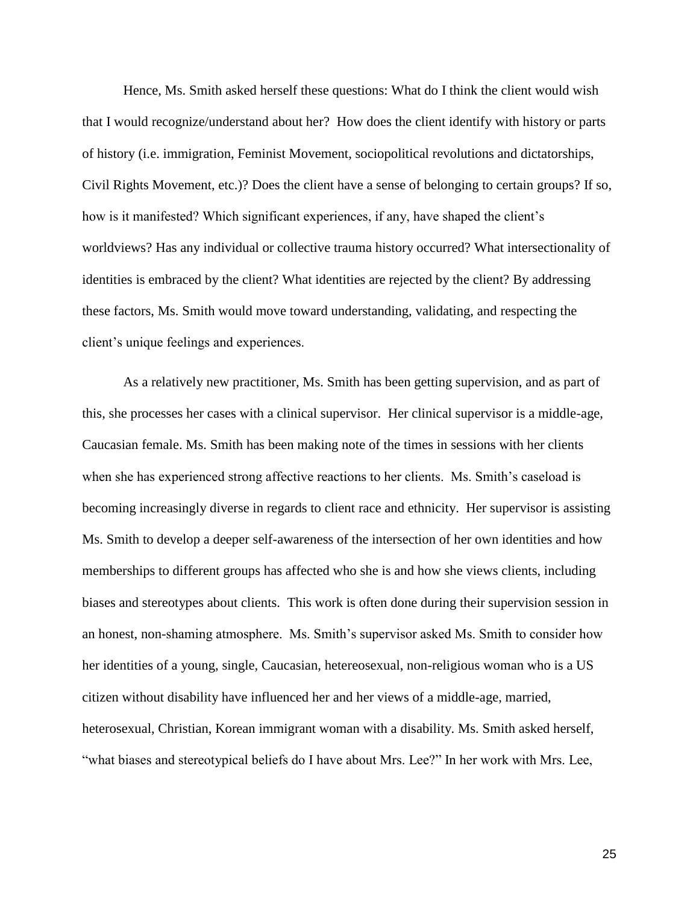Hence, Ms. Smith asked herself these questions: What do I think the client would wish that I would recognize/understand about her? How does the client identify with history or parts of history (i.e. immigration, Feminist Movement, sociopolitical revolutions and dictatorships, Civil Rights Movement, etc.)? Does the client have a sense of belonging to certain groups? If so, how is it manifested? Which significant experiences, if any, have shaped the client's worldviews? Has any individual or collective trauma history occurred? What intersectionality of identities is embraced by the client? What identities are rejected by the client? By addressing these factors, Ms. Smith would move toward understanding, validating, and respecting the client's unique feelings and experiences.

As a relatively new practitioner, Ms. Smith has been getting supervision, and as part of this, she processes her cases with a clinical supervisor. Her clinical supervisor is a middle-age, Caucasian female. Ms. Smith has been making note of the times in sessions with her clients when she has experienced strong affective reactions to her clients. Ms. Smith's caseload is becoming increasingly diverse in regards to client race and ethnicity. Her supervisor is assisting Ms. Smith to develop a deeper self-awareness of the intersection of her own identities and how memberships to different groups has affected who she is and how she views clients, including biases and stereotypes about clients. This work is often done during their supervision session in an honest, non-shaming atmosphere. Ms. Smith's supervisor asked Ms. Smith to consider how her identities of a young, single, Caucasian, hetereosexual, non-religious woman who is a US citizen without disability have influenced her and her views of a middle-age, married, heterosexual, Christian, Korean immigrant woman with a disability. Ms. Smith asked herself, "what biases and stereotypical beliefs do I have about Mrs. Lee?" In her work with Mrs. Lee,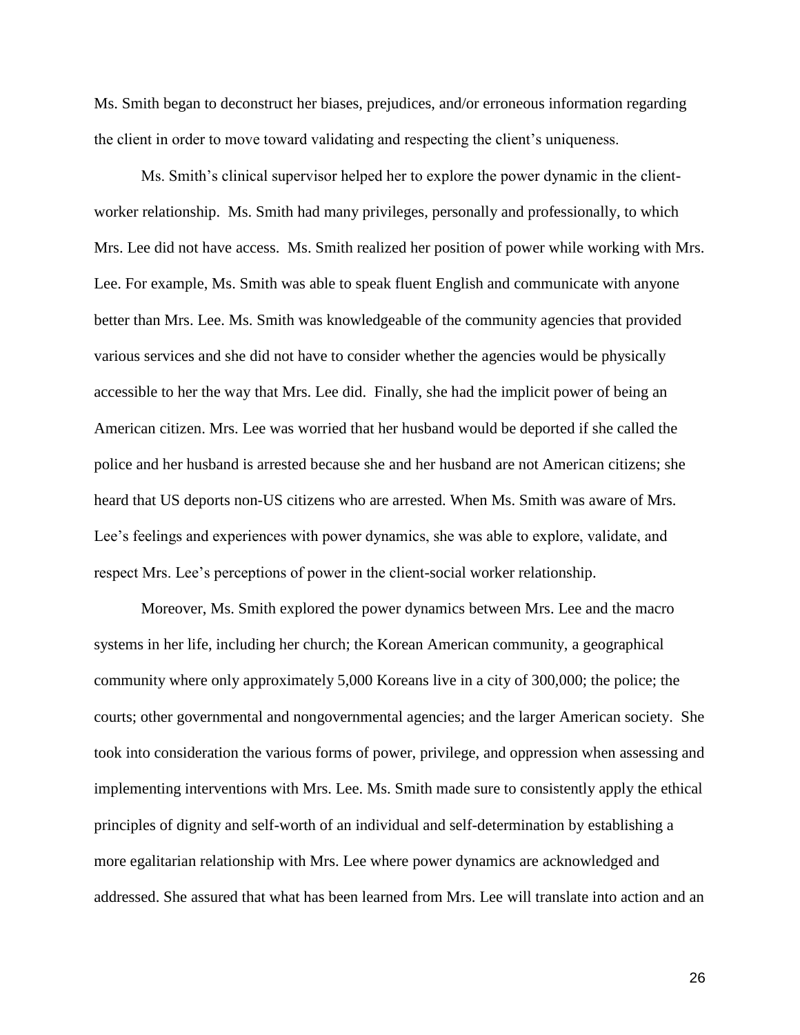Ms. Smith began to deconstruct her biases, prejudices, and/or erroneous information regarding the client in order to move toward validating and respecting the client's uniqueness.

Ms. Smith's clinical supervisor helped her to explore the power dynamic in the client-worker relationship. Ms. Smith had many privileges, personally and professionally, to which Mrs. Lee did not have access. Ms. Smith realized her position of power while working with Mrs. Lee. For example, Ms. Smith was able to speak fluent English and communicate with anyone better than Mrs. Lee. Ms. Smith was knowledgeable of the community agencies that provided various services and she did not have to consider whether the agencies would be physically accessible to her the way that Mrs. Lee did. Finally, she had the implicit power of being an American citizen. Mrs. Lee was worried that her husband would be deported if she called the police and her husband is arrested because she and her husband are not American citizens; she heard that US deports non-US citizens who are arrested. When Ms. Smith was aware of Mrs. Lee's feelings and experiences with power dynamics, she was able to explore, validate, and respect Mrs. Lee's perceptions of power in the client-social worker relationship.

Moreover, Ms. Smith explored the power dynamics between Mrs. Lee and the macro systems in her life, including her church; the Korean American community, a geographical community where only approximately 5,000 Koreans live in a city of 300,000; the police; the courts; other governmental and nongovernmental agencies; and the larger American society. She took into consideration the various forms of power, privilege, and oppression when assessing and implementing interventions with Mrs. Lee. Ms. Smith made sure to consistently apply the ethical principles of dignity and self-worth of an individual and self-determination by establishing a more egalitarian relationship with Mrs. Lee where power dynamics are acknowledged and addressed. She assured that what has been learned from Mrs. Lee will translate into action and an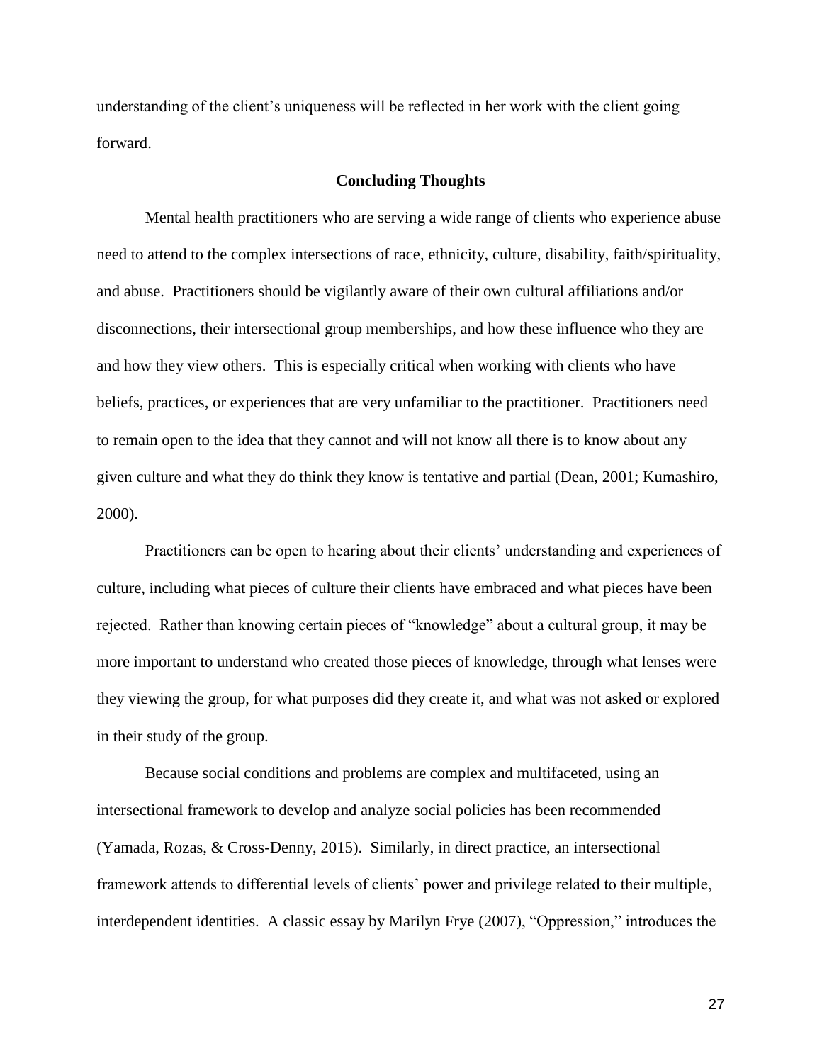understanding of the client's uniqueness will be reflected in her work with the client going forward.

## Concluding Thoughts

Mental health practitioners who are serving a wide range of clients who experience abuse need to attend to the complex intersections of race, ethnicity, culture, disability, faith/spirituality, and abuse. Practitioners should be vigilantly aware of their own cultural affiliations and/or disconnections, their intersectional group memberships, and how these influence who they are and how they view others. This is especially critical when working with clients who have beliefs, practices, or experiences that are very unfamiliar to the practitioner. Practitioners need to remain open to the idea that they cannot and will not know all there is to know about any given culture and what they do think they know is tentative and partial (Dean, 2001; Kumashiro, 2000).

Practitioners can be open to hearing about their clients' understanding and experiences of culture, including what pieces of culture their clients have embraced and what pieces have been rejected. Rather than knowing certain pieces of "knowledge" about a cultural group, it may be more important to understand who created those pieces of knowledge, through what lenses were they viewing the group, for what purposes did they create it, and what was not asked or explored in their study of the group.

Because social conditions and problems are complex and multifaceted, using an intersectional framework to develop and analyze social policies has been recommended (Yamada, Rozas, & Cross-Denny, 2015). Similarly, in direct practice, an intersectional framework attends to differential levels of clients' power and privilege related to their multiple, interdependent identities. A classic essay by Marilyn Frye (2007), "Oppression," introduces the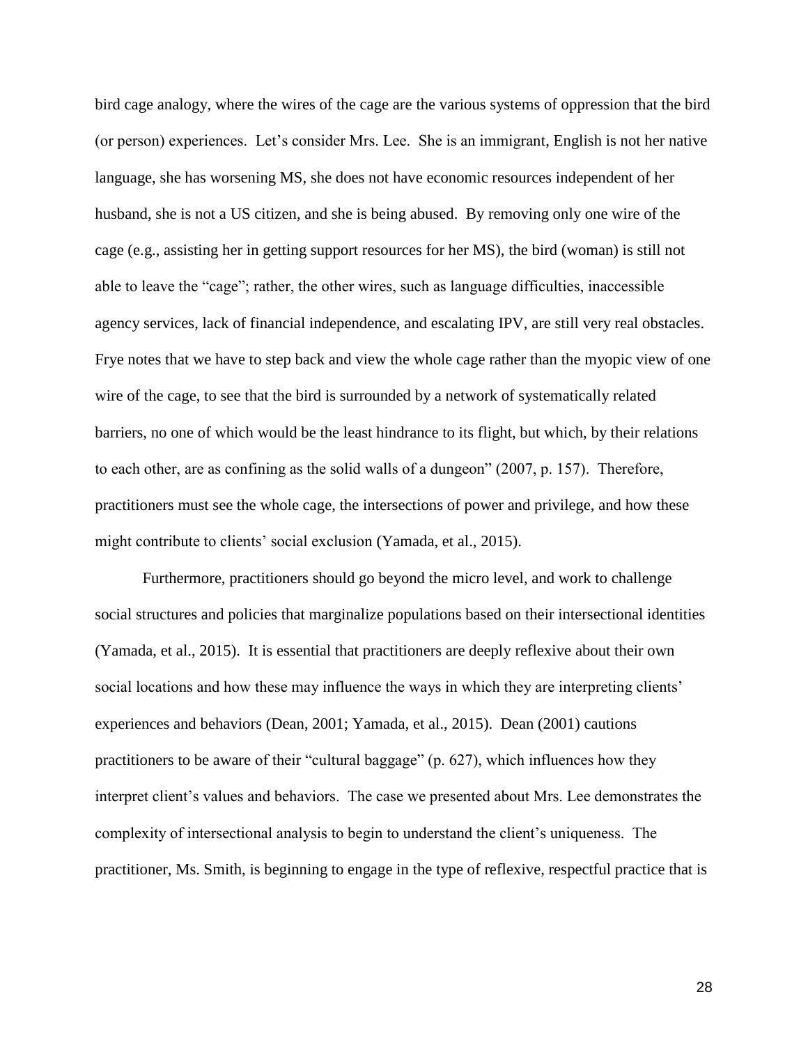bird cage analogy, where the wires of the cage are the various systems of oppression that the bird (or person) experiences. Let's consider Mrs. Lee. She is an immigrant, English is not her native language, she has worsening MS, she does not have economic resources independent of her husband, she is not a US citizen, and she is being abused. By removing only one wire of the cage (e.g., assisting her in getting support resources for her MS), the bird (woman) is still not able to leave the "cage"; rather, the other wires, such as language difficulties, inaccessible agency services, lack of financial independence, and escalating IPV, are still very real obstacles. Frye notes that we have to step back and view the whole cage rather than the myopic view of one wire of the cage, to see that the bird is surrounded by a network of systematically related barriers, no one of which would be the least hindrance to its flight, but which, by their relations to each other, are as confining as the solid walls of a dungeon" (2007, p. 157). Therefore, practitioners must see the whole cage, the intersections of power and privilege, and how these might contribute to clients' social exclusion (Yamada, et al., 2015).

Furthermore, practitioners should go beyond the micro level, and work to challenge social structures and policies that marginalize populations based on their intersectional identities (Yamada, et al., 2015). It is essential that practitioners are deeply reflexive about their own social locations and how these may influence the ways in which they are interpreting clients' experiences and behaviors (Dean, 2001; Yamada, et al., 2015). Dean (2001) cautions practitioners to be aware of their "cultural baggage" (p. 627), which influences how they interpret client's values and behaviors. The case we presented about Mrs. Lee demonstrates the complexity of intersectional analysis to begin to understand the client's uniqueness. The practitioner, Ms. Smith, is beginning to engage in the type of reflexive, respectful practice that is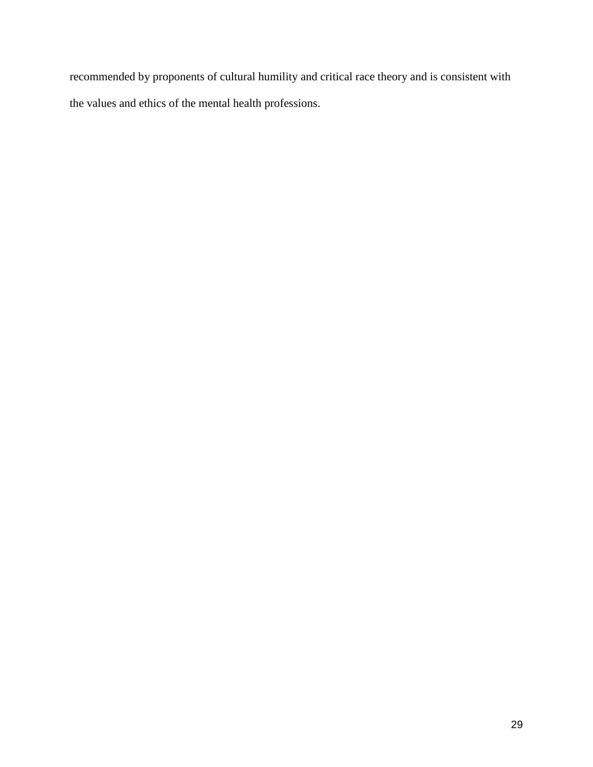recommended by proponents of cultural humility and critical race theory and is consistent with the values and ethics of the mental health professions.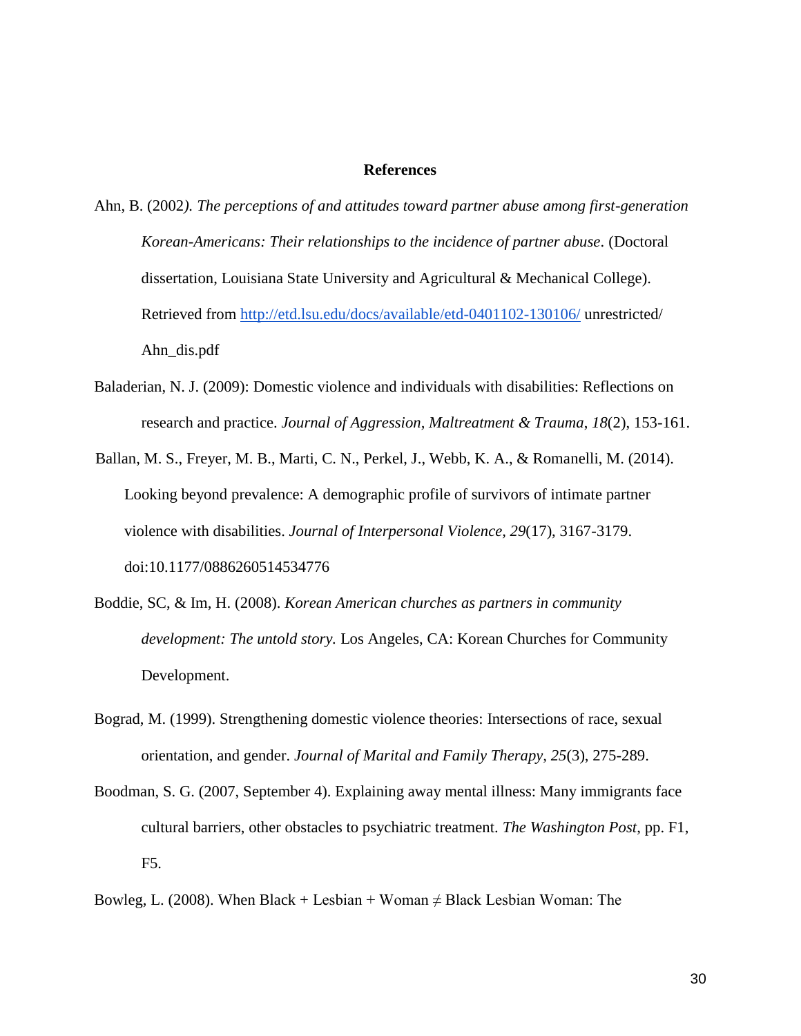## References

Ahn, B. (2002*). The perceptions of and attitudes toward partner abuse among first-generation Korean-Americans: Their relationships to the incidence of partner abuse*. (Doctoral dissertation, Louisiana State University and Agricultural & Mechanical College). Retrieved from http://etd.lsu.edu/docs/available/etd-0401102-130106/ unrestricted/ Ahn_dis.pdf

Baladerian, N. J. (2009): Domestic violence and individuals with disabilities: Reflections on research and practice. *Journal of Aggression, Maltreatment & Trauma*, *18*(2), 153-161.

Ballan, M. S., Freyer, M. B., Marti, C. N., Perkel, J., Webb, K. A., & Romanelli, M. (2014). Looking beyond prevalence: A demographic profile of survivors of intimate partner violence with disabilities. *Journal of Interpersonal Violence, 29*(17), 3167-3179. doi:10.1177/0886260514534776

Boddie, SC, & Im, H. (2008). *Korean American churches as partners in community development: The untold story.* Los Angeles, CA: Korean Churches for Community Development.

Bograd, M. (1999). Strengthening domestic violence theories: Intersections of race, sexual orientation, and gender. *Journal of Marital and Family Therapy, 25*(3), 275-289.

Boodman, S. G. (2007, September 4). Explaining away mental illness: Many immigrants face cultural barriers, other obstacles to psychiatric treatment. *The Washington Post*, pp. F1, F5.

Bowleg, L. (2008). When Black + Lesbian + Woman ≠ Black Lesbian Woman: The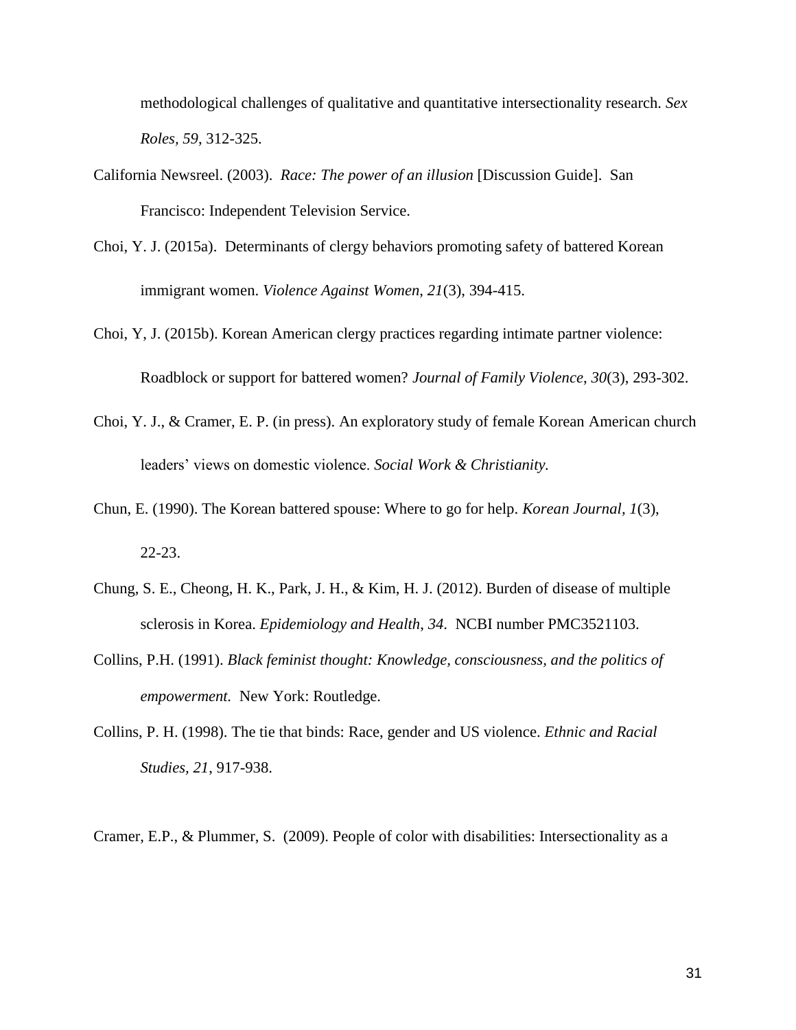methodological challenges of qualitative and quantitative intersectionality research. *Sex Roles, 59*, 312-325.

California Newsreel. (2003). *Race: The power of an illusion* [Discussion Guide]. San Francisco: Independent Television Service.

Choi, Y. J. (2015a). Determinants of clergy behaviors promoting safety of battered Korean immigrant women. *Violence Against Women*, *21*(3), 394-415.

Choi, Y, J. (2015b). Korean American clergy practices regarding intimate partner violence: Roadblock or support for battered women? *Journal of Family Violence*, *30*(3), 293-302.

Choi, Y. J., & Cramer, E. P. (in press). An exploratory study of female Korean American church leaders' views on domestic violence. *Social Work & Christianity.*

Chun, E. (1990). The Korean battered spouse: Where to go for help. *Korean Journal, 1*(3), 22-23.

Chung, S. E., Cheong, H. K., Park, J. H., & Kim, H. J. (2012). Burden of disease of multiple sclerosis in Korea. *Epidemiology and Health*, *34*. NCBI number PMC3521103.

Collins, P.H. (1991). *Black feminist thought: Knowledge, consciousness, and the politics of empowerment.* New York: Routledge.

Collins, P. H. (1998). The tie that binds: Race, gender and US violence. *Ethnic and Racial Studies, 21*, 917-938.

Cramer, E.P., & Plummer, S. (2009). People of color with disabilities: Intersectionality as a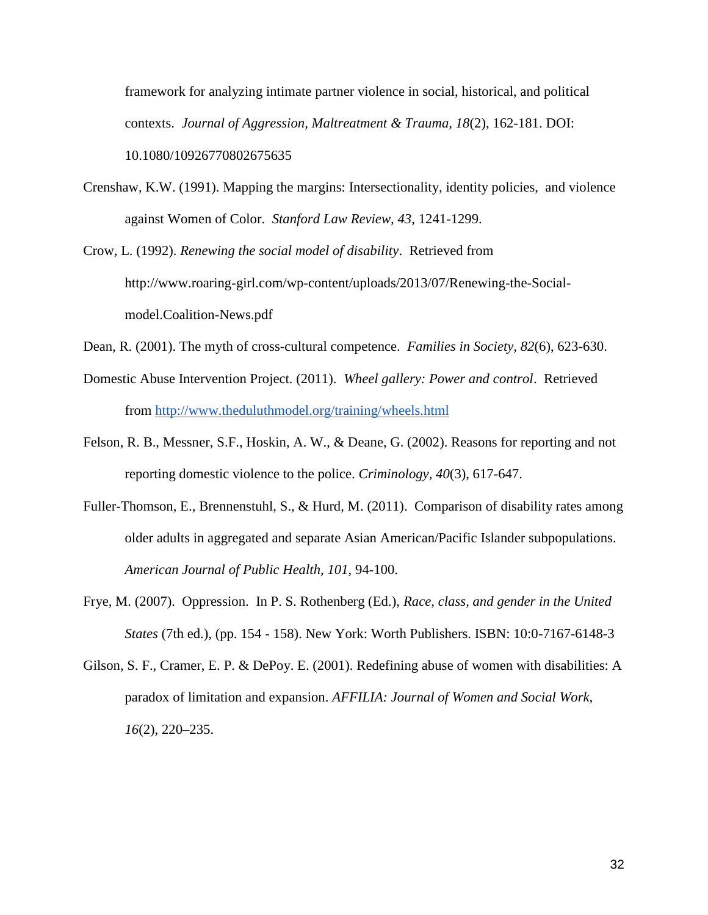framework for analyzing intimate partner violence in social, historical, and political contexts. *Journal of Aggression, Maltreatment & Trauma, 18*(2), 162-181. DOI: 10.1080/10926770802675635

Crenshaw, K.W. (1991). Mapping the margins: Intersectionality, identity policies, and violence against Women of Color. *Stanford Law Review, 43*, 1241-1299.

Crow, L. (1992). *Renewing the social model of disability*. Retrieved from http://www.roaring-girl.com/wp-content/uploads/2013/07/Renewing-the-Social-model.Coalition-News.pdf

Dean, R. (2001). The myth of cross-cultural competence. *Families in Society, 82*(6), 623-630.

Domestic Abuse Intervention Project. (2011). *Wheel gallery: Power and control*. Retrieved from http://www.theduluthmodel.org/training/wheels.html

Felson, R. B., Messner, S.F., Hoskin, A. W., & Deane, G. (2002). Reasons for reporting and not reporting domestic violence to the police. *Criminology, 40*(3), 617-647.

Fuller-Thomson, E., Brennenstuhl, S., & Hurd, M. (2011). Comparison of disability rates among older adults in aggregated and separate Asian American/Pacific Islander subpopulations. *American Journal of Public Health, 101*, 94-100.

Frye, M. (2007). Oppression. In P. S. Rothenberg (Ed.), *Race, class, and gender in the United States* (7th ed.), (pp. 154 - 158). New York: Worth Publishers. ISBN: 10:0-7167-6148-3

Gilson, S. F., Cramer, E. P. & DePoy. E. (2001). Redefining abuse of women with disabilities: A paradox of limitation and expansion. *AFFILIA: Journal of Women and Social Work, 16*(2), 220–235.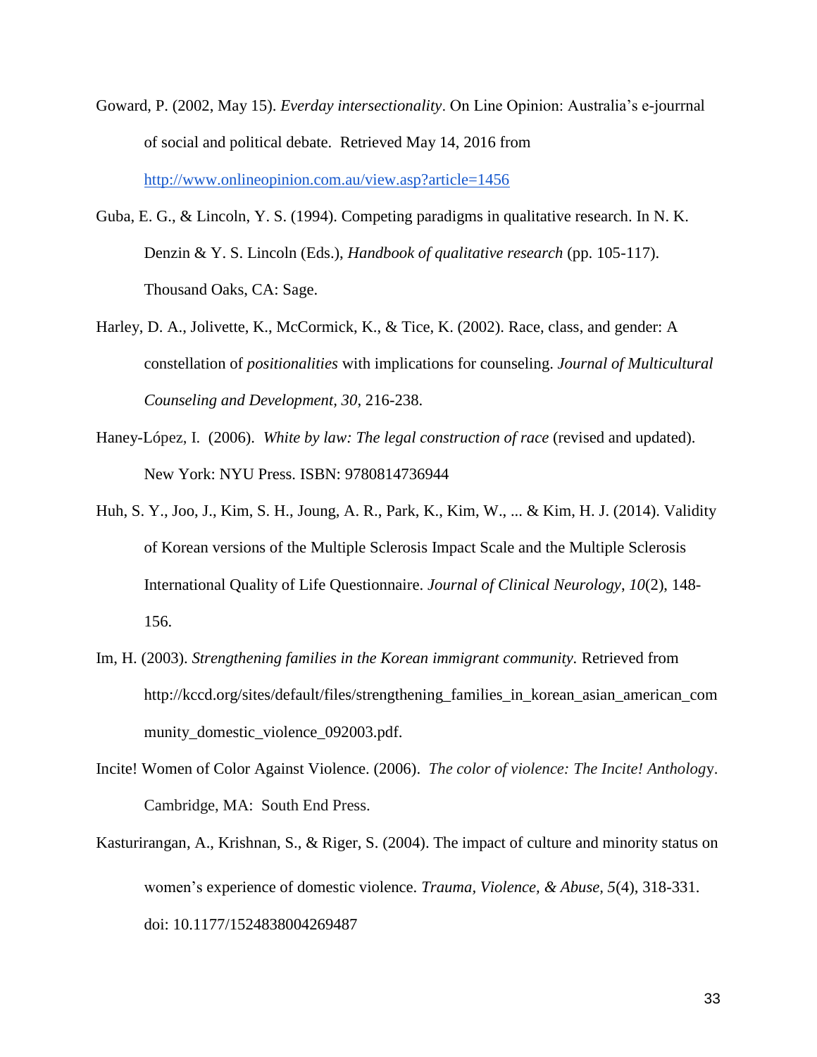Goward, P. (2002, May 15). *Everday intersectionality*. On Line Opinion: Australia's e-jourrnal of social and political debate. Retrieved May 14, 2016 from http://www.onlineopinion.com.au/view.asp?article=1456

Guba, E. G., & Lincoln, Y. S. (1994). Competing paradigms in qualitative research. In N. K. Denzin & Y. S. Lincoln (Eds.), *Handbook of qualitative research* (pp. 105-117). Thousand Oaks, CA: Sage.

Harley, D. A., Jolivette, K., McCormick, K., & Tice, K. (2002). Race, class, and gender: A constellation of *positionalities* with implications for counseling. *Journal of Multicultural Counseling and Development, 30*, 216-238.

Haney-López, I. (2006). *White by law: The legal construction of race* (revised and updated). New York: NYU Press. ISBN: 9780814736944

Huh, S. Y., Joo, J., Kim, S. H., Joung, A. R., Park, K., Kim, W., ... & Kim, H. J. (2014). Validity of Korean versions of the Multiple Sclerosis Impact Scale and the Multiple Sclerosis International Quality of Life Questionnaire. *Journal of Clinical Neurology*, *10*(2), 148-156.

Im, H. (2003). *Strengthening families in the Korean immigrant community.* Retrieved from http://kccd.org/sites/default/files/strengthening_families_in_korean_asian_american_community_domestic_violence_092003.pdf.

Incite! Women of Color Against Violence. (2006). *The color of violence: The Incite! Anthology*. Cambridge, MA: South End Press.

Kasturirangan, A., Krishnan, S., & Riger, S. (2004). The impact of culture and minority status on women's experience of domestic violence. *Trauma, Violence, & Abuse, 5*(4), 318-331. doi: 10.1177/1524838004269487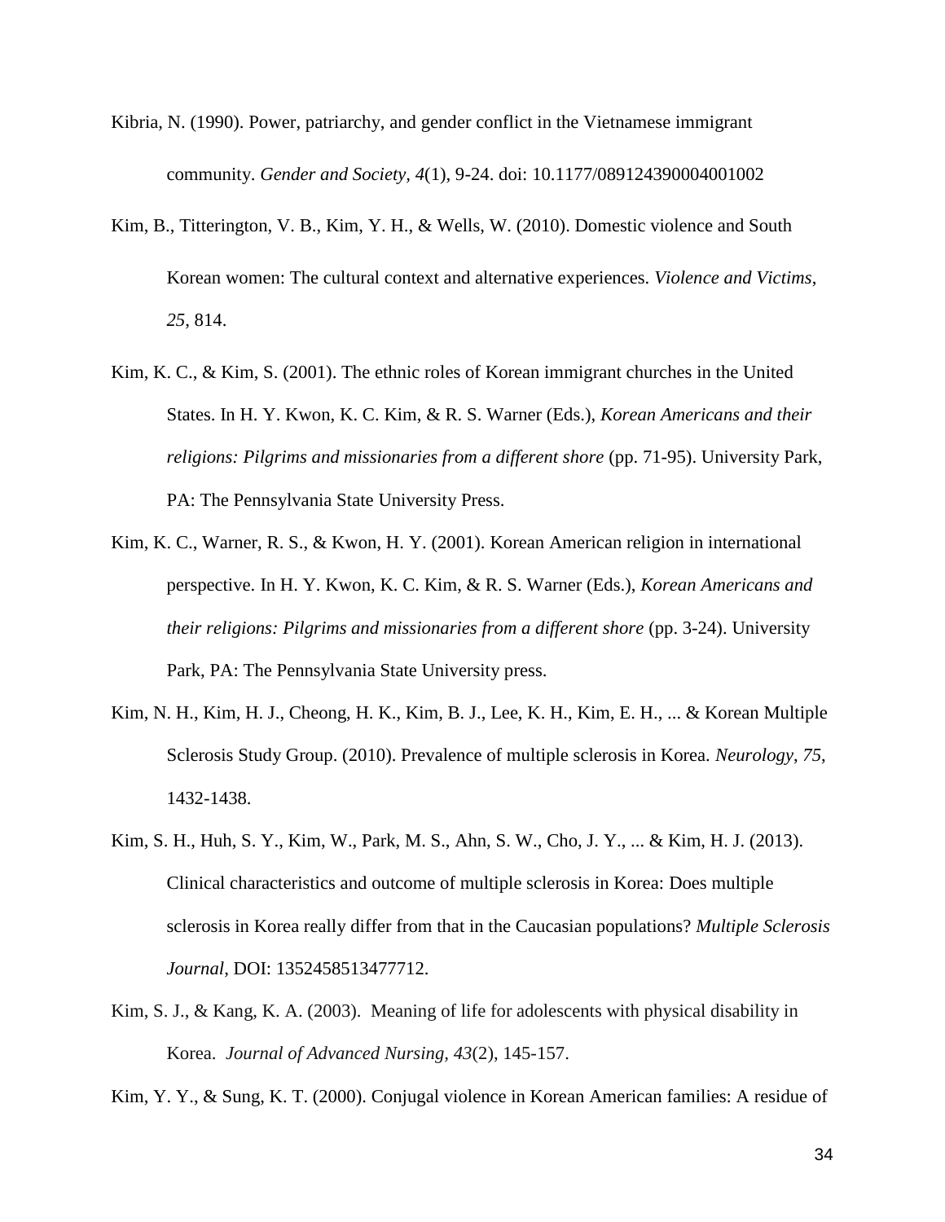Kibria, N. (1990). Power, patriarchy, and gender conflict in the Vietnamese immigrant community. *Gender and Society, 4*(1), 9-24. doi: 10.1177/089124390004001002

Kim, B., Titterington, V. B., Kim, Y. H., & Wells, W. (2010). Domestic violence and South Korean women: The cultural context and alternative experiences. *Violence and Victims*, *25*, 814.

Kim, K. C., & Kim, S. (2001). The ethnic roles of Korean immigrant churches in the United States. In H. Y. Kwon, K. C. Kim, & R. S. Warner (Eds.), *Korean Americans and their religions: Pilgrims and missionaries from a different shore* (pp. 71-95). University Park, PA: The Pennsylvania State University Press.

Kim, K. C., Warner, R. S., & Kwon, H. Y. (2001). Korean American religion in international perspective. In H. Y. Kwon, K. C. Kim, & R. S. Warner (Eds.), *Korean Americans and their religions: Pilgrims and missionaries from a different shore* (pp. 3-24). University Park, PA: The Pennsylvania State University press.

Kim, N. H., Kim, H. J., Cheong, H. K., Kim, B. J., Lee, K. H., Kim, E. H., ... & Korean Multiple Sclerosis Study Group. (2010). Prevalence of multiple sclerosis in Korea. *Neurology*, *75*, 1432-1438.

Kim, S. H., Huh, S. Y., Kim, W., Park, M. S., Ahn, S. W., Cho, J. Y., ... & Kim, H. J. (2013). Clinical characteristics and outcome of multiple sclerosis in Korea: Does multiple sclerosis in Korea really differ from that in the Caucasian populations? *Multiple Sclerosis Journal*, DOI: 1352458513477712.

Kim, S. J., & Kang, K. A. (2003). Meaning of life for adolescents with physical disability in Korea. *Journal of Advanced Nursing, 43*(2), 145-157.

Kim, Y. Y., & Sung, K. T. (2000). Conjugal violence in Korean American families: A residue of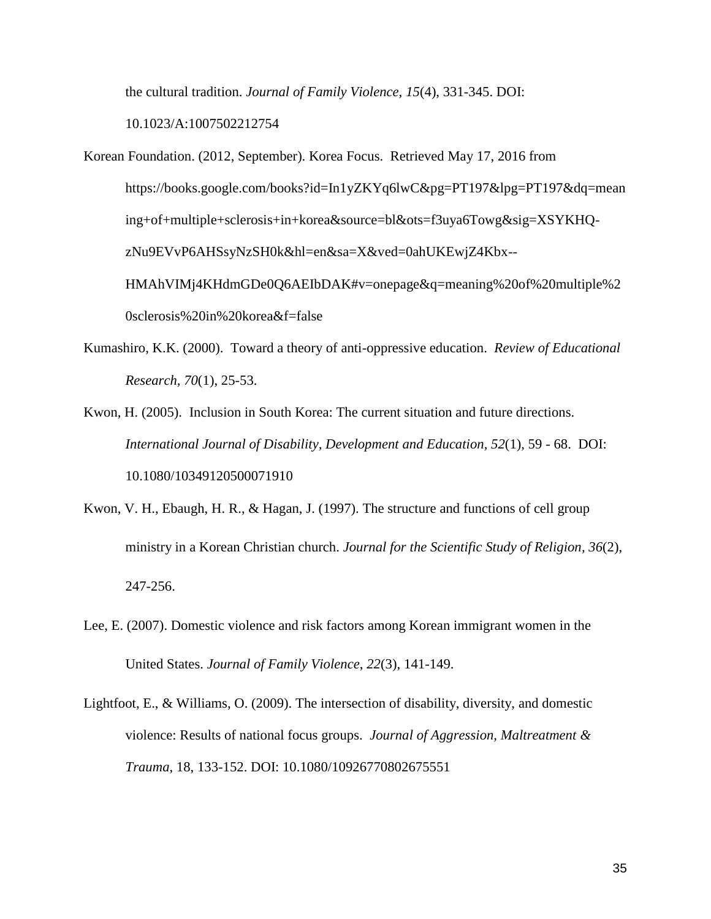the cultural tradition. *Journal of Family Violence, 15*(4), 331-345. DOI: 10.1023/A:1007502212754

Korean Foundation. (2012, September). Korea Focus. Retrieved May 17, 2016 from https://books.google.com/books?id=In1yZKYq6lwC&pg=PT197&lpg=PT197&dq=meaning+of+multiple+sclerosis+in+korea&source=bl&ots=f3uya6Towg&sig=XSYKHQ-zNu9EVvP6AHSsyNzSH0k&hl=en&sa=X&ved=0ahUKEwjZ4Kbx--HMAhVIMj4KHdmGDe0Q6AEIbDAK#v=onepage&q=meaning%20of%20multiple%20sclerosis%20in%20korea&f=false

Kumashiro, K.K. (2000). Toward a theory of anti-oppressive education. *Review of Educational Research, 70*(1), 25-53.

Kwon, H. (2005). Inclusion in South Korea: The current situation and future directions. *International Journal of Disability, Development and Education, 52*(1), 59 - 68. DOI: 10.1080/10349120500071910

Kwon, V. H., Ebaugh, H. R., & Hagan, J. (1997). The structure and functions of cell group ministry in a Korean Christian church. *Journal for the Scientific Study of Religion, 36*(2), 247-256.

Lee, E. (2007). Domestic violence and risk factors among Korean immigrant women in the United States. *Journal of Family Violence, 22*(3), 141-149.

Lightfoot, E., & Williams, O. (2009). The intersection of disability, diversity, and domestic violence: Results of national focus groups. *Journal of Aggression, Maltreatment & Trauma*, 18, 133-152. DOI: 10.1080/10926770802675551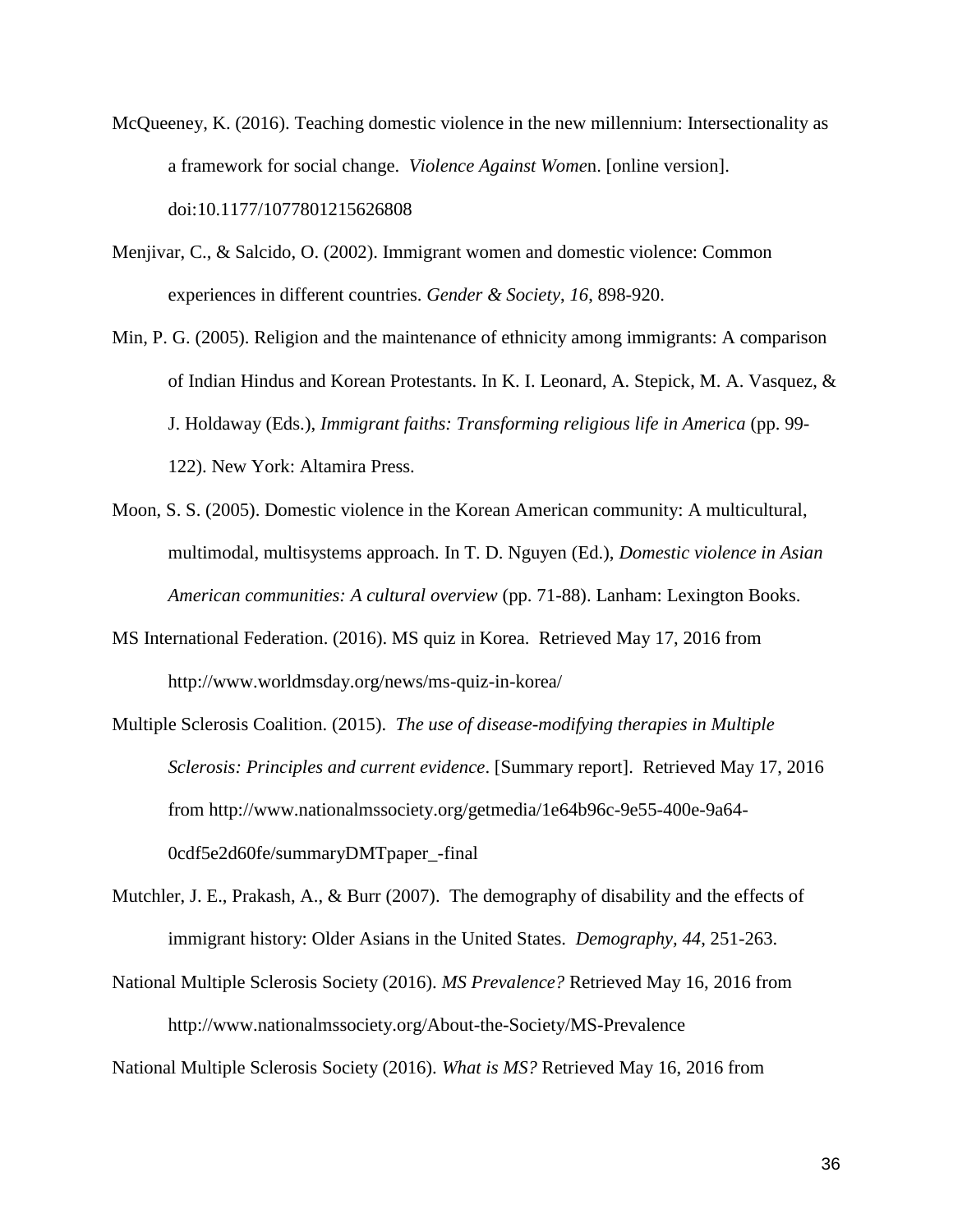McQueeney, K. (2016). Teaching domestic violence in the new millennium: Intersectionality as a framework for social change. *Violence Against Wome*n. [online version]. doi:10.1177/1077801215626808

Menjivar, C., & Salcido, O. (2002). Immigrant women and domestic violence: Common experiences in different countries. *Gender & Society*, *16*, 898-920.

Min, P. G. (2005). Religion and the maintenance of ethnicity among immigrants: A comparison of Indian Hindus and Korean Protestants. In K. I. Leonard, A. Stepick, M. A. Vasquez, & J. Holdaway (Eds.), *Immigrant faiths: Transforming religious life in America* (pp. 99-122). New York: Altamira Press.

Moon, S. S. (2005). Domestic violence in the Korean American community: A multicultural, multimodal, multisystems approach. In T. D. Nguyen (Ed.), *Domestic violence in Asian American communities: A cultural overview* (pp. 71-88). Lanham: Lexington Books.

MS International Federation. (2016). MS quiz in Korea. Retrieved May 17, 2016 from http://www.worldmsday.org/news/ms-quiz-in-korea/

Multiple Sclerosis Coalition. (2015). *The use of disease-modifying therapies in Multiple Sclerosis: Principles and current evidence*. [Summary report]. Retrieved May 17, 2016 from http://www.nationalmssociety.org/getmedia/1e64b96c-9e55-400e-9a64-0cdf5e2d60fe/summaryDMTpaper_-final

Mutchler, J. E., Prakash, A., & Burr (2007). The demography of disability and the effects of immigrant history: Older Asians in the United States. *Demography*, *44*, 251-263.

National Multiple Sclerosis Society (2016). *MS Prevalence?* Retrieved May 16, 2016 from http://www.nationalmssociety.org/About-the-Society/MS-Prevalence

National Multiple Sclerosis Society (2016). *What is MS?* Retrieved May 16, 2016 from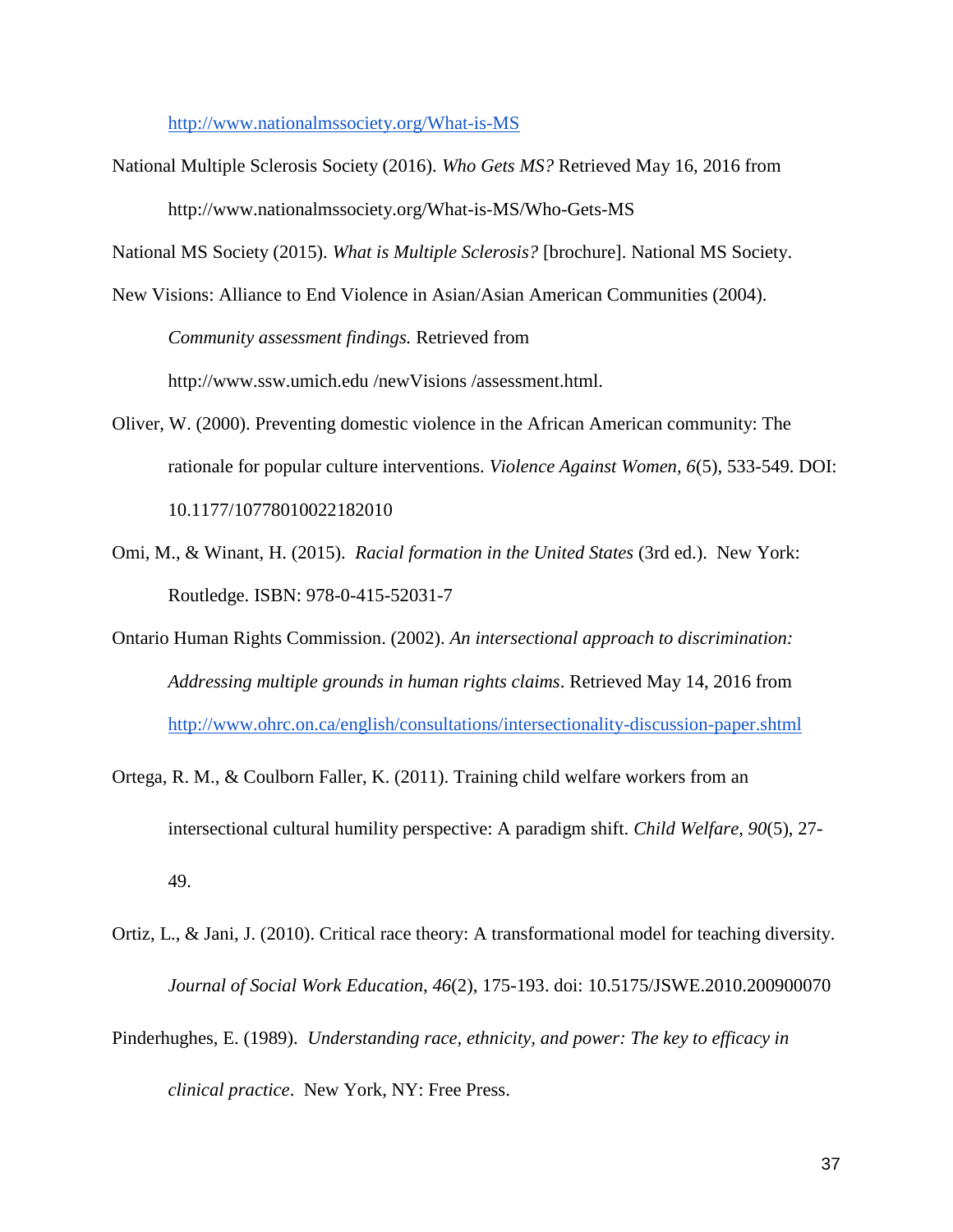http://www.nationalmssociety.org/What-is-MS

National Multiple Sclerosis Society (2016). *Who Gets MS?* Retrieved May 16, 2016 from http://www.nationalmssociety.org/What-is-MS/Who-Gets-MS

National MS Society (2015). *What is Multiple Sclerosis?* [brochure]. National MS Society.

New Visions: Alliance to End Violence in Asian/Asian American Communities (2004). *Community assessment findings.* Retrieved from http://www.ssw.umich.edu /newVisions /assessment.html.

Oliver, W. (2000). Preventing domestic violence in the African American community: The rationale for popular culture interventions. *Violence Against Women, 6*(5), 533-549. DOI: 10.1177/10778010022182010

Omi, M., & Winant, H. (2015). *Racial formation in the United States* (3rd ed.). New York: Routledge. ISBN: 978-0-415-52031-7

Ontario Human Rights Commission. (2002). *An intersectional approach to discrimination: Addressing multiple grounds in human rights claims*. Retrieved May 14, 2016 from http://www.ohrc.on.ca/english/consultations/intersectionality-discussion-paper.shtml

Ortega, R. M., & Coulborn Faller, K. (2011). Training child welfare workers from an intersectional cultural humility perspective: A paradigm shift. *Child Welfare, 90*(5), 27-49.

Ortiz, L., & Jani, J. (2010). Critical race theory: A transformational model for teaching diversity. *Journal of Social Work Education, 46*(2), 175-193. doi: 10.5175/JSWE.2010.200900070

Pinderhughes, E. (1989). *Understanding race, ethnicity, and power: The key to efficacy in clinical practice*. New York, NY: Free Press.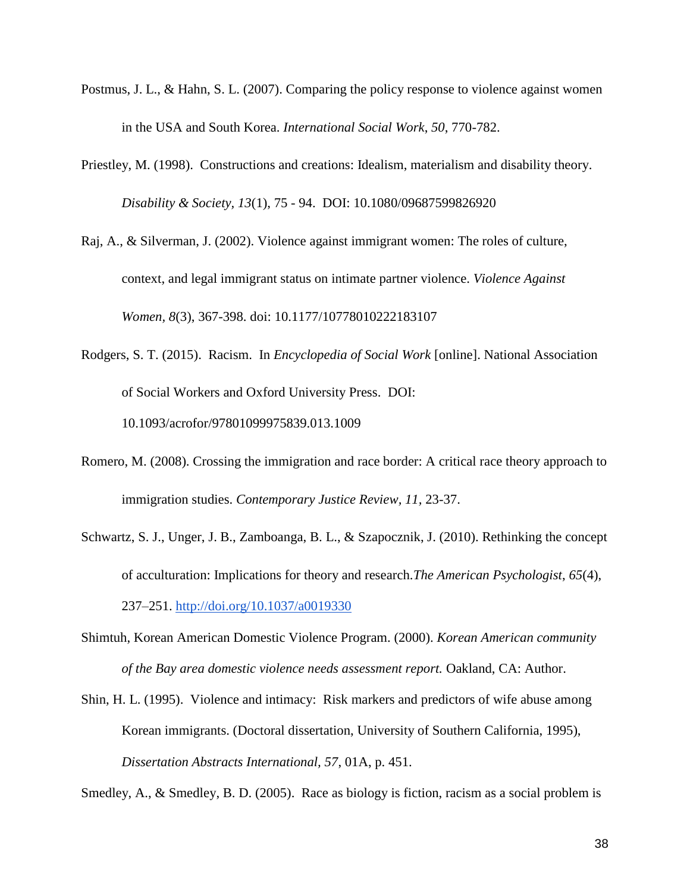Postmus, J. L., & Hahn, S. L. (2007). Comparing the policy response to violence against women in the USA and South Korea. *International Social Work*, *50*, 770-782.

Priestley, M. (1998). Constructions and creations: Idealism, materialism and disability theory. *Disability & Society, 13*(1), 75 - 94. DOI: 10.1080/09687599826920

Raj, A., & Silverman, J. (2002). Violence against immigrant women: The roles of culture, context, and legal immigrant status on intimate partner violence. *Violence Against Women*, *8*(3), 367-398. doi: 10.1177/10778010222183107

Rodgers, S. T. (2015). Racism. In *Encyclopedia of Social Work* [online]. National Association of Social Workers and Oxford University Press. DOI: 10.1093/acrofor/97801099975839.013.1009

Romero, M. (2008). Crossing the immigration and race border: A critical race theory approach to immigration studies. *Contemporary Justice Review, 11,* 23-37.

Schwartz, S. J., Unger, J. B., Zamboanga, B. L., & Szapocznik, J. (2010). Rethinking the concept of acculturation: Implications for theory and research.*The American Psychologist*, *65*(4), 237–251. http://doi.org/10.1037/a0019330

Shimtuh, Korean American Domestic Violence Program. (2000). *Korean American community of the Bay area domestic violence needs assessment report.* Oakland, CA: Author.

Shin, H. L. (1995). Violence and intimacy: Risk markers and predictors of wife abuse among Korean immigrants. (Doctoral dissertation, University of Southern California, 1995), *Dissertation Abstracts International, 57*, 01A, p. 451.

Smedley, A., & Smedley, B. D. (2005). Race as biology is fiction, racism as a social problem is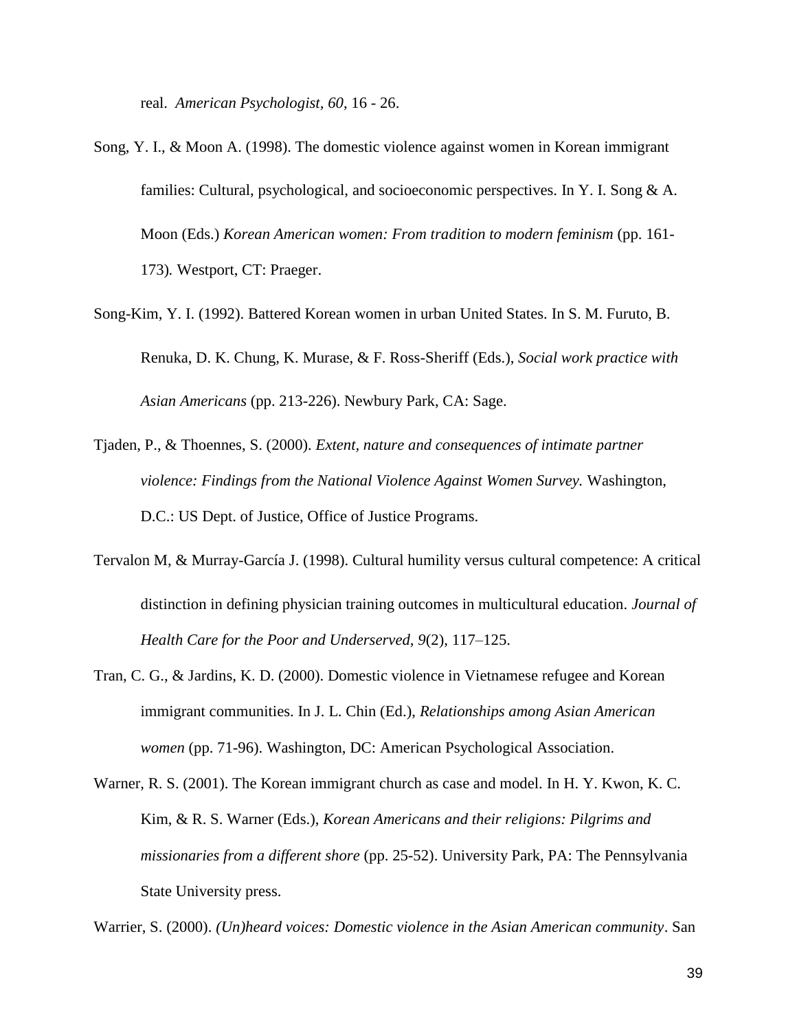real. *American Psychologist, 60*, 16 - 26.

Song, Y. I., & Moon A. (1998). The domestic violence against women in Korean immigrant families: Cultural, psychological, and socioeconomic perspectives. In Y. I. Song & A. Moon (Eds.) *Korean American women: From tradition to modern feminism* (pp. 161-173)*.* Westport, CT: Praeger.

Song-Kim, Y. I. (1992). Battered Korean women in urban United States. In S. M. Furuto, B. Renuka, D. K. Chung, K. Murase, & F. Ross-Sheriff (Eds.), *Social work practice with Asian Americans* (pp. 213-226). Newbury Park, CA: Sage.

Tjaden, P., & Thoennes, S. (2000). *Extent, nature and consequences of intimate partner violence: Findings from the National Violence Against Women Survey.* Washington, D.C.: US Dept. of Justice, Office of Justice Programs.

Tervalon M, & Murray-García J. (1998). Cultural humility versus cultural competence: A critical distinction in defining physician training outcomes in multicultural education. *Journal of Health Care for the Poor and Underserved, 9*(2), 117–125.

Tran, C. G., & Jardins, K. D. (2000). Domestic violence in Vietnamese refugee and Korean immigrant communities. In J. L. Chin (Ed.), *Relationships among Asian American women* (pp. 71-96). Washington, DC: American Psychological Association.

Warner, R. S. (2001). The Korean immigrant church as case and model. In H. Y. Kwon, K. C. Kim, & R. S. Warner (Eds.), *Korean Americans and their religions: Pilgrims and missionaries from a different shore* (pp. 25-52). University Park, PA: The Pennsylvania State University press.

Warrier, S. (2000). *(Un)heard voices: Domestic violence in the Asian American community*. San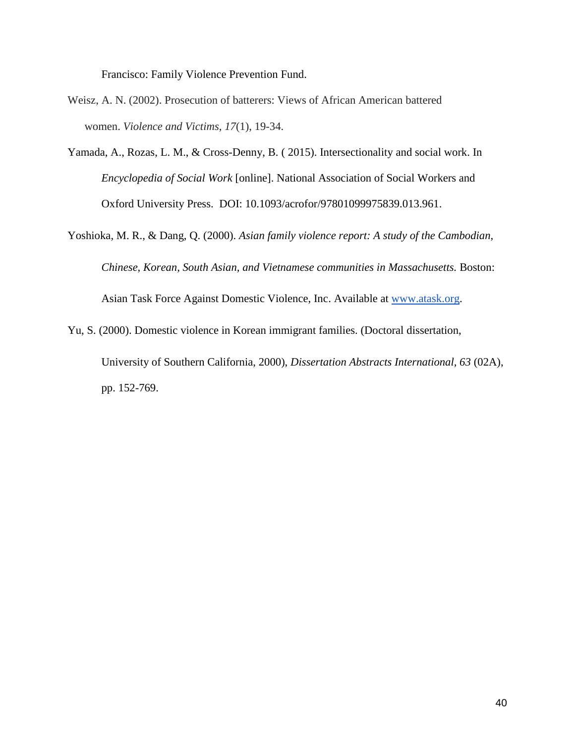Francisco: Family Violence Prevention Fund.

Weisz, A. N. (2002). Prosecution of batterers: Views of African American battered women. *Violence and Victims*, *17*(1), 19-34.

Yamada, A., Rozas, L. M., & Cross-Denny, B. ( 2015). Intersectionality and social work. In *Encyclopedia of Social Work* [online]. National Association of Social Workers and Oxford University Press. DOI: 10.1093/acrofor/97801099975839.013.961.

Yoshioka, M. R., & Dang, Q. (2000). *Asian family violence report: A study of the Cambodian, Chinese, Korean, South Asian, and Vietnamese communities in Massachusetts.* Boston: Asian Task Force Against Domestic Violence, Inc. Available at [www.atask.org](www.atask.org).

Yu, S. (2000). Domestic violence in Korean immigrant families. (Doctoral dissertation, University of Southern California, 2000), *Dissertation Abstracts International*, *63* (02A), pp. 152-769.